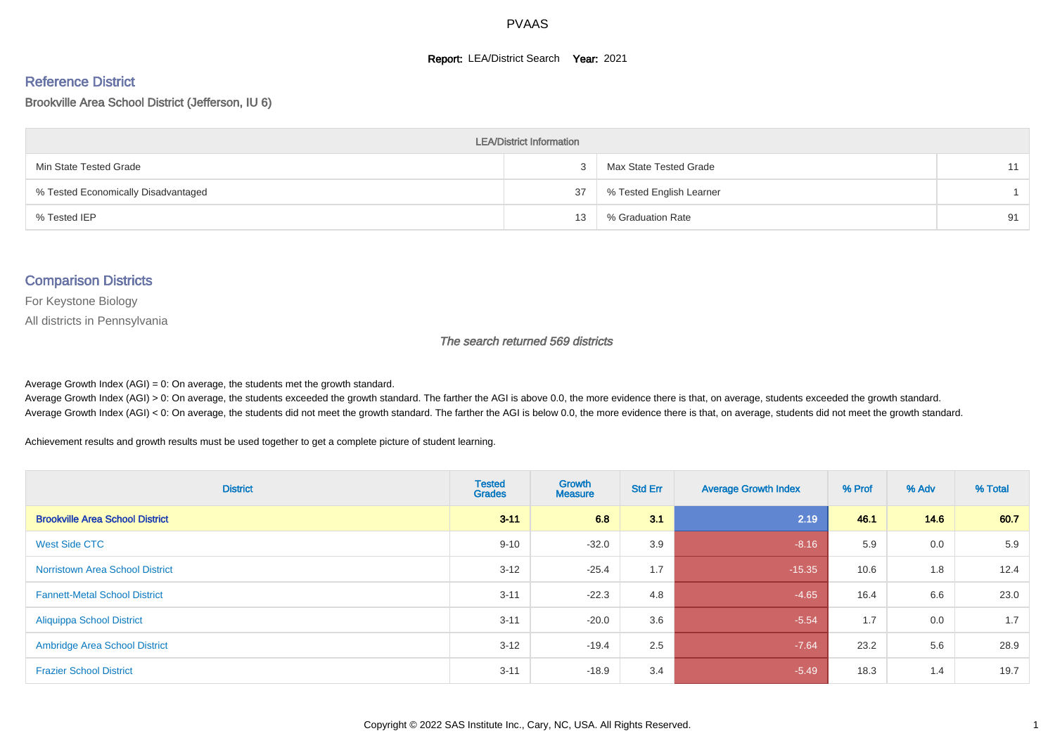# PVAAS

**Report:** LEA/District Search **Year:** 2021

## Reference District

Brookville Area School District (Jefferson, IU 6)

| LEA/District Information | | | |
|---|---|---|---|
| Min State Tested Grade | 3 | Max State Tested Grade | 11 |
| % Tested Economically Disadvantaged | 37 | % Tested English Learner | 1 |
| % Tested IEP | 13 | % Graduation Rate | 91 |

## Comparison Districts

For Keystone Biology

All districts in Pennsylvania

*The search returned 569 districts*

Average Growth Index (AGI) = 0: On average, the students met the growth standard.
Average Growth Index (AGI) > 0: On average, the students exceeded the growth standard. The farther the AGI is above 0.0, the more evidence there is that, on average, students exceeded the growth standard.
Average Growth Index (AGI) < 0: On average, the students did not meet the growth standard. The farther the AGI is below 0.0, the more evidence there is that, on average, students did not meet the growth standard.

Achievement results and growth results must be used together to get a complete picture of student learning.

| District | Tested Grades | Growth Measure | Std Err | Average Growth Index | % Prof | % Adv | % Total |
|---|---|---|---|---|---|---|---|
| **Brookville Area School District** | **3-11** | **6.8** | **3.1** | **2.19** | **46.1** | **14.6** | **60.7** |
| West Side CTC | 9-10 | -32.0 | 3.9 | -8.16 | 5.9 | 0.0 | 5.9 |
| Norristown Area School District | 3-12 | -25.4 | 1.7 | -15.35 | 10.6 | 1.8 | 12.4 |
| Fannett-Metal School District | 3-11 | -22.3 | 4.8 | -4.65 | 16.4 | 6.6 | 23.0 |
| Aliquippa School District | 3-11 | -20.0 | 3.6 | -5.54 | 1.7 | 0.0 | 1.7 |
| Ambridge Area School District | 3-12 | -19.4 | 2.5 | -7.64 | 23.2 | 5.6 | 28.9 |
| Frazier School District | 3-11 | -18.9 | 3.4 | -5.49 | 18.3 | 1.4 | 19.7 |

Copyright © 2022 SAS Institute Inc., Cary, NC, USA. All Rights Reserved.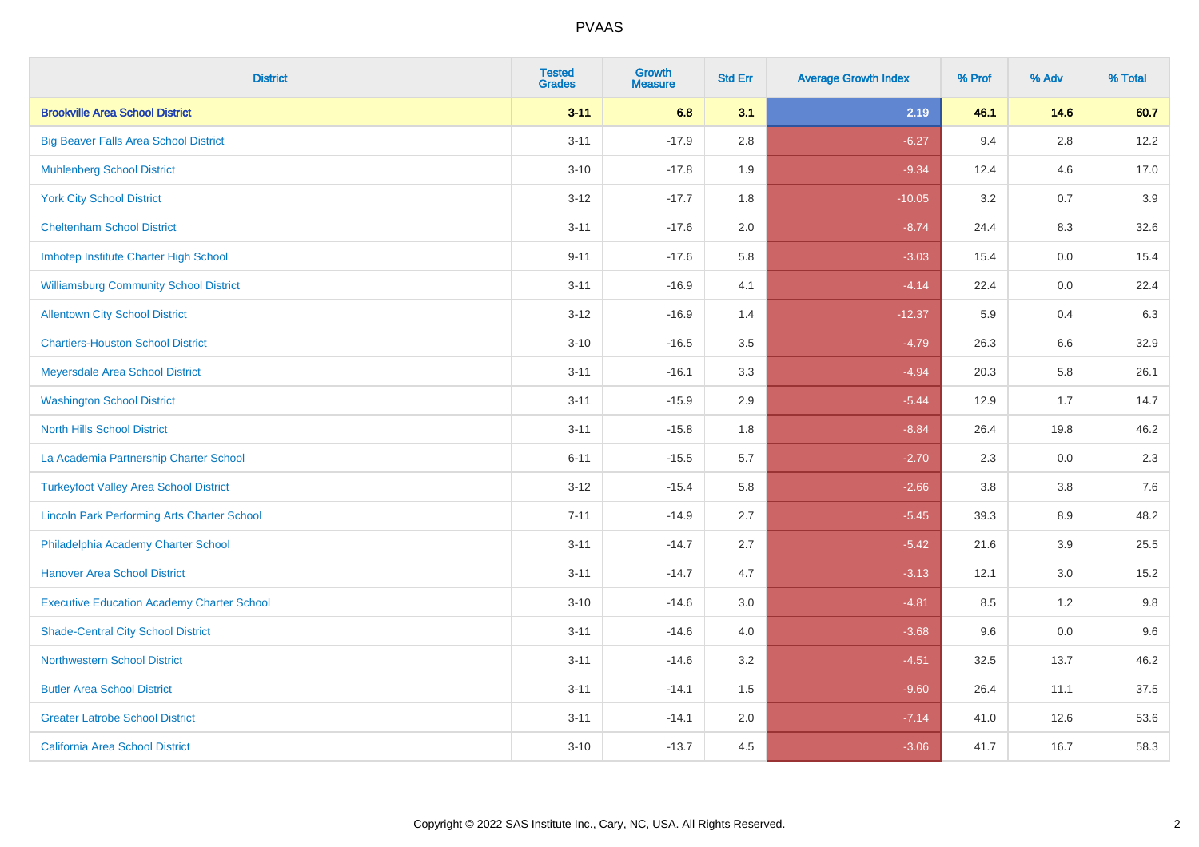PVAAS

| District | Tested Grades | Growth Measure | Std Err | Average Growth Index | % Prof | % Adv | % Total |
|---|---|---|---|---|---|---|---|
| **Brookville Area School District** | **3-11** | **6.8** | **3.1** | **2.19** | **46.1** | **14.6** | **60.7** |
| Big Beaver Falls Area School District | 3-11 | -17.9 | 2.8 | -6.27 | 9.4 | 2.8 | 12.2 |
| Muhlenberg School District | 3-10 | -17.8 | 1.9 | -9.34 | 12.4 | 4.6 | 17.0 |
| York City School District | 3-12 | -17.7 | 1.8 | -10.05 | 3.2 | 0.7 | 3.9 |
| Cheltenham School District | 3-11 | -17.6 | 2.0 | -8.74 | 24.4 | 8.3 | 32.6 |
| Imhotep Institute Charter High School | 9-11 | -17.6 | 5.8 | -3.03 | 15.4 | 0.0 | 15.4 |
| Williamsburg Community School District | 3-11 | -16.9 | 4.1 | -4.14 | 22.4 | 0.0 | 22.4 |
| Allentown City School District | 3-12 | -16.9 | 1.4 | -12.37 | 5.9 | 0.4 | 6.3 |
| Chartiers-Houston School District | 3-10 | -16.5 | 3.5 | -4.79 | 26.3 | 6.6 | 32.9 |
| Meyersdale Area School District | 3-11 | -16.1 | 3.3 | -4.94 | 20.3 | 5.8 | 26.1 |
| Washington School District | 3-11 | -15.9 | 2.9 | -5.44 | 12.9 | 1.7 | 14.7 |
| North Hills School District | 3-11 | -15.8 | 1.8 | -8.84 | 26.4 | 19.8 | 46.2 |
| La Academia Partnership Charter School | 6-11 | -15.5 | 5.7 | -2.70 | 2.3 | 0.0 | 2.3 |
| Turkeyfoot Valley Area School District | 3-12 | -15.4 | 5.8 | -2.66 | 3.8 | 3.8 | 7.6 |
| Lincoln Park Performing Arts Charter School | 7-11 | -14.9 | 2.7 | -5.45 | 39.3 | 8.9 | 48.2 |
| Philadelphia Academy Charter School | 3-11 | -14.7 | 2.7 | -5.42 | 21.6 | 3.9 | 25.5 |
| Hanover Area School District | 3-11 | -14.7 | 4.7 | -3.13 | 12.1 | 3.0 | 15.2 |
| Executive Education Academy Charter School | 3-10 | -14.6 | 3.0 | -4.81 | 8.5 | 1.2 | 9.8 |
| Shade-Central City School District | 3-11 | -14.6 | 4.0 | -3.68 | 9.6 | 0.0 | 9.6 |
| Northwestern School District | 3-11 | -14.6 | 3.2 | -4.51 | 32.5 | 13.7 | 46.2 |
| Butler Area School District | 3-11 | -14.1 | 1.5 | -9.60 | 26.4 | 11.1 | 37.5 |
| Greater Latrobe School District | 3-11 | -14.1 | 2.0 | -7.14 | 41.0 | 12.6 | 53.6 |
| California Area School District | 3-10 | -13.7 | 4.5 | -3.06 | 41.7 | 16.7 | 58.3 |

Copyright © 2022 SAS Institute Inc., Cary, NC, USA. All Rights Reserved.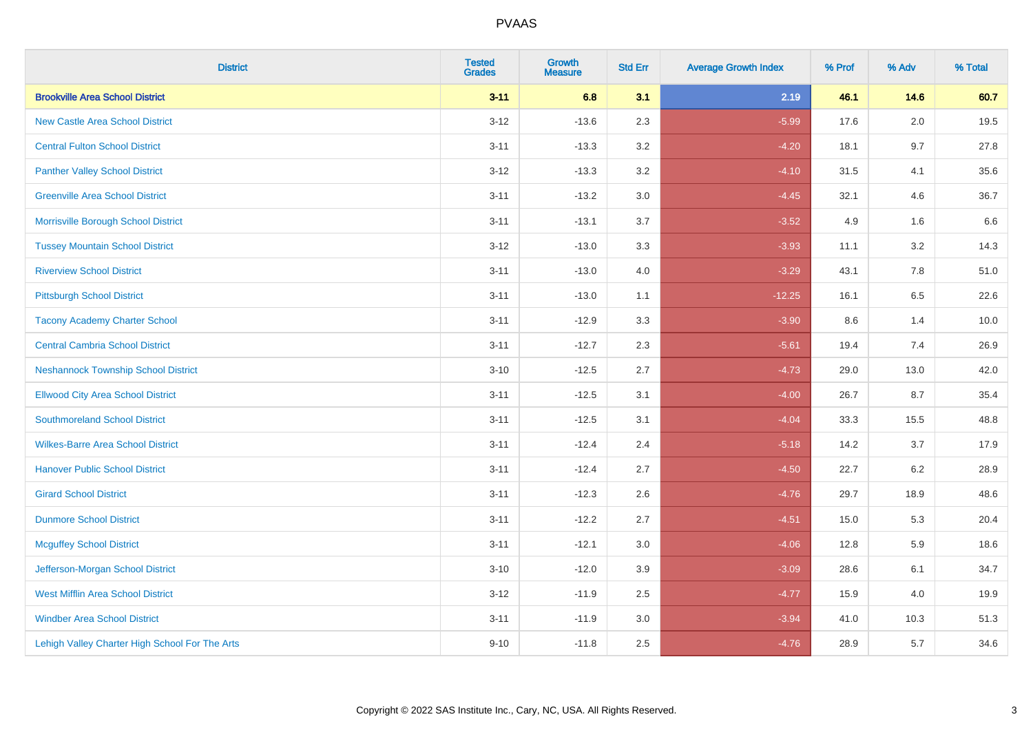PVAAS

| District | Tested Grades | Growth Measure | Std Err | Average Growth Index | % Prof | % Adv | % Total |
|---|---|---|---|---|---|---|---|
| **Brookville Area School District** | **3-11** | **6.8** | **3.1** | **2.19** | **46.1** | **14.6** | **60.7** |
| New Castle Area School District | 3-12 | -13.6 | 2.3 | -5.99 | 17.6 | 2.0 | 19.5 |
| Central Fulton School District | 3-11 | -13.3 | 3.2 | -4.20 | 18.1 | 9.7 | 27.8 |
| Panther Valley School District | 3-12 | -13.3 | 3.2 | -4.10 | 31.5 | 4.1 | 35.6 |
| Greenville Area School District | 3-11 | -13.2 | 3.0 | -4.45 | 32.1 | 4.6 | 36.7 |
| Morrisville Borough School District | 3-11 | -13.1 | 3.7 | -3.52 | 4.9 | 1.6 | 6.6 |
| Tussey Mountain School District | 3-12 | -13.0 | 3.3 | -3.93 | 11.1 | 3.2 | 14.3 |
| Riverview School District | 3-11 | -13.0 | 4.0 | -3.29 | 43.1 | 7.8 | 51.0 |
| Pittsburgh School District | 3-11 | -13.0 | 1.1 | -12.25 | 16.1 | 6.5 | 22.6 |
| Tacony Academy Charter School | 3-11 | -12.9 | 3.3 | -3.90 | 8.6 | 1.4 | 10.0 |
| Central Cambria School District | 3-11 | -12.7 | 2.3 | -5.61 | 19.4 | 7.4 | 26.9 |
| Neshannock Township School District | 3-10 | -12.5 | 2.7 | -4.73 | 29.0 | 13.0 | 42.0 |
| Ellwood City Area School District | 3-11 | -12.5 | 3.1 | -4.00 | 26.7 | 8.7 | 35.4 |
| Southmoreland School District | 3-11 | -12.5 | 3.1 | -4.04 | 33.3 | 15.5 | 48.8 |
| Wilkes-Barre Area School District | 3-11 | -12.4 | 2.4 | -5.18 | 14.2 | 3.7 | 17.9 |
| Hanover Public School District | 3-11 | -12.4 | 2.7 | -4.50 | 22.7 | 6.2 | 28.9 |
| Girard School District | 3-11 | -12.3 | 2.6 | -4.76 | 29.7 | 18.9 | 48.6 |
| Dunmore School District | 3-11 | -12.2 | 2.7 | -4.51 | 15.0 | 5.3 | 20.4 |
| Mcguffey School District | 3-11 | -12.1 | 3.0 | -4.06 | 12.8 | 5.9 | 18.6 |
| Jefferson-Morgan School District | 3-10 | -12.0 | 3.9 | -3.09 | 28.6 | 6.1 | 34.7 |
| West Mifflin Area School District | 3-12 | -11.9 | 2.5 | -4.77 | 15.9 | 4.0 | 19.9 |
| Windber Area School District | 3-11 | -11.9 | 3.0 | -3.94 | 41.0 | 10.3 | 51.3 |
| Lehigh Valley Charter High School For The Arts | 9-10 | -11.8 | 2.5 | -4.76 | 28.9 | 5.7 | 34.6 |

Copyright © 2022 SAS Institute Inc., Cary, NC, USA. All Rights Reserved.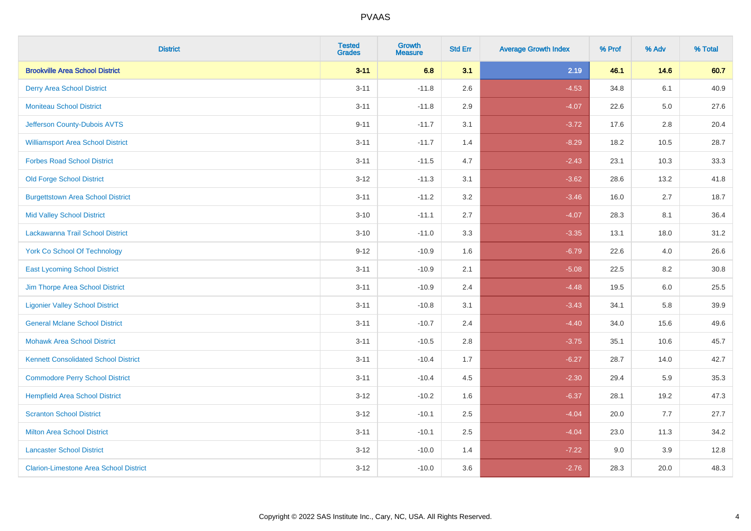| District | Tested Grades | Growth Measure | Std Err | Average Growth Index | % Prof | % Adv | % Total |
|---|---|---|---|---|---|---|---|
| **Brookville Area School District** | **3-11** | **6.8** | **3.1** | **2.19** | **46.1** | **14.6** | **60.7** |
| Derry Area School District | 3-11 | -11.8 | 2.6 | -4.53 | 34.8 | 6.1 | 40.9 |
| Moniteau School District | 3-11 | -11.8 | 2.9 | -4.07 | 22.6 | 5.0 | 27.6 |
| Jefferson County-Dubois AVTS | 9-11 | -11.7 | 3.1 | -3.72 | 17.6 | 2.8 | 20.4 |
| Williamsport Area School District | 3-11 | -11.7 | 1.4 | -8.29 | 18.2 | 10.5 | 28.7 |
| Forbes Road School District | 3-11 | -11.5 | 4.7 | -2.43 | 23.1 | 10.3 | 33.3 |
| Old Forge School District | 3-12 | -11.3 | 3.1 | -3.62 | 28.6 | 13.2 | 41.8 |
| Burgettstown Area School District | 3-11 | -11.2 | 3.2 | -3.46 | 16.0 | 2.7 | 18.7 |
| Mid Valley School District | 3-10 | -11.1 | 2.7 | -4.07 | 28.3 | 8.1 | 36.4 |
| Lackawanna Trail School District | 3-10 | -11.0 | 3.3 | -3.35 | 13.1 | 18.0 | 31.2 |
| York Co School Of Technology | 9-12 | -10.9 | 1.6 | -6.79 | 22.6 | 4.0 | 26.6 |
| East Lycoming School District | 3-11 | -10.9 | 2.1 | -5.08 | 22.5 | 8.2 | 30.8 |
| Jim Thorpe Area School District | 3-11 | -10.9 | 2.4 | -4.48 | 19.5 | 6.0 | 25.5 |
| Ligonier Valley School District | 3-11 | -10.8 | 3.1 | -3.43 | 34.1 | 5.8 | 39.9 |
| General Mclane School District | 3-11 | -10.7 | 2.4 | -4.40 | 34.0 | 15.6 | 49.6 |
| Mohawk Area School District | 3-11 | -10.5 | 2.8 | -3.75 | 35.1 | 10.6 | 45.7 |
| Kennett Consolidated School District | 3-11 | -10.4 | 1.7 | -6.27 | 28.7 | 14.0 | 42.7 |
| Commodore Perry School District | 3-11 | -10.4 | 4.5 | -2.30 | 29.4 | 5.9 | 35.3 |
| Hempfield Area School District | 3-12 | -10.2 | 1.6 | -6.37 | 28.1 | 19.2 | 47.3 |
| Scranton School District | 3-12 | -10.1 | 2.5 | -4.04 | 20.0 | 7.7 | 27.7 |
| Milton Area School District | 3-11 | -10.1 | 2.5 | -4.04 | 23.0 | 11.3 | 34.2 |
| Lancaster School District | 3-12 | -10.0 | 1.4 | -7.22 | 9.0 | 3.9 | 12.8 |
| Clarion-Limestone Area School District | 3-12 | -10.0 | 3.6 | -2.76 | 28.3 | 20.0 | 48.3 |

Copyright © 2022 SAS Institute Inc., Cary, NC, USA. All Rights Reserved.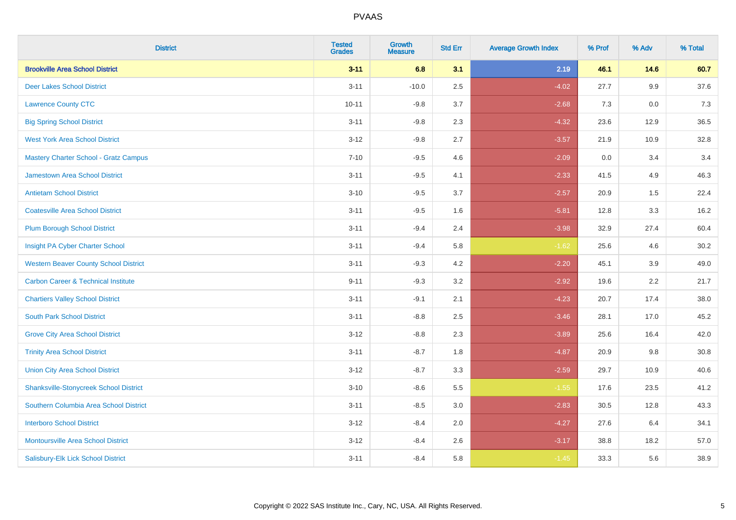PVAAS

| District | Tested Grades | Growth Measure | Std Err | Average Growth Index | % Prof | % Adv | % Total |
|---|---|---|---|---|---|---|---|
| **Brookville Area School District** | **3-11** | **6.8** | **3.1** | **2.19** | **46.1** | **14.6** | **60.7** |
| Deer Lakes School District | 3-11 | -10.0 | 2.5 | -4.02 | 27.7 | 9.9 | 37.6 |
| Lawrence County CTC | 10-11 | -9.8 | 3.7 | -2.68 | 7.3 | 0.0 | 7.3 |
| Big Spring School District | 3-11 | -9.8 | 2.3 | -4.32 | 23.6 | 12.9 | 36.5 |
| West York Area School District | 3-12 | -9.8 | 2.7 | -3.57 | 21.9 | 10.9 | 32.8 |
| Mastery Charter School - Gratz Campus | 7-10 | -9.5 | 4.6 | -2.09 | 0.0 | 3.4 | 3.4 |
| Jamestown Area School District | 3-11 | -9.5 | 4.1 | -2.33 | 41.5 | 4.9 | 46.3 |
| Antietam School District | 3-10 | -9.5 | 3.7 | -2.57 | 20.9 | 1.5 | 22.4 |
| Coatesville Area School District | 3-11 | -9.5 | 1.6 | -5.81 | 12.8 | 3.3 | 16.2 |
| Plum Borough School District | 3-11 | -9.4 | 2.4 | -3.98 | 32.9 | 27.4 | 60.4 |
| Insight PA Cyber Charter School | 3-11 | -9.4 | 5.8 | -1.62 | 25.6 | 4.6 | 30.2 |
| Western Beaver County School District | 3-11 | -9.3 | 4.2 | -2.20 | 45.1 | 3.9 | 49.0 |
| Carbon Career & Technical Institute | 9-11 | -9.3 | 3.2 | -2.92 | 19.6 | 2.2 | 21.7 |
| Chartiers Valley School District | 3-11 | -9.1 | 2.1 | -4.23 | 20.7 | 17.4 | 38.0 |
| South Park School District | 3-11 | -8.8 | 2.5 | -3.46 | 28.1 | 17.0 | 45.2 |
| Grove City Area School District | 3-12 | -8.8 | 2.3 | -3.89 | 25.6 | 16.4 | 42.0 |
| Trinity Area School District | 3-11 | -8.7 | 1.8 | -4.87 | 20.9 | 9.8 | 30.8 |
| Union City Area School District | 3-12 | -8.7 | 3.3 | -2.59 | 29.7 | 10.9 | 40.6 |
| Shanksville-Stonycreek School District | 3-10 | -8.6 | 5.5 | -1.55 | 17.6 | 23.5 | 41.2 |
| Southern Columbia Area School District | 3-11 | -8.5 | 3.0 | -2.83 | 30.5 | 12.8 | 43.3 |
| Interboro School District | 3-12 | -8.4 | 2.0 | -4.27 | 27.6 | 6.4 | 34.1 |
| Montoursville Area School District | 3-12 | -8.4 | 2.6 | -3.17 | 38.8 | 18.2 | 57.0 |
| Salisbury-Elk Lick School District | 3-11 | -8.4 | 5.8 | -1.45 | 33.3 | 5.6 | 38.9 |

Copyright © 2022 SAS Institute Inc., Cary, NC, USA. All Rights Reserved.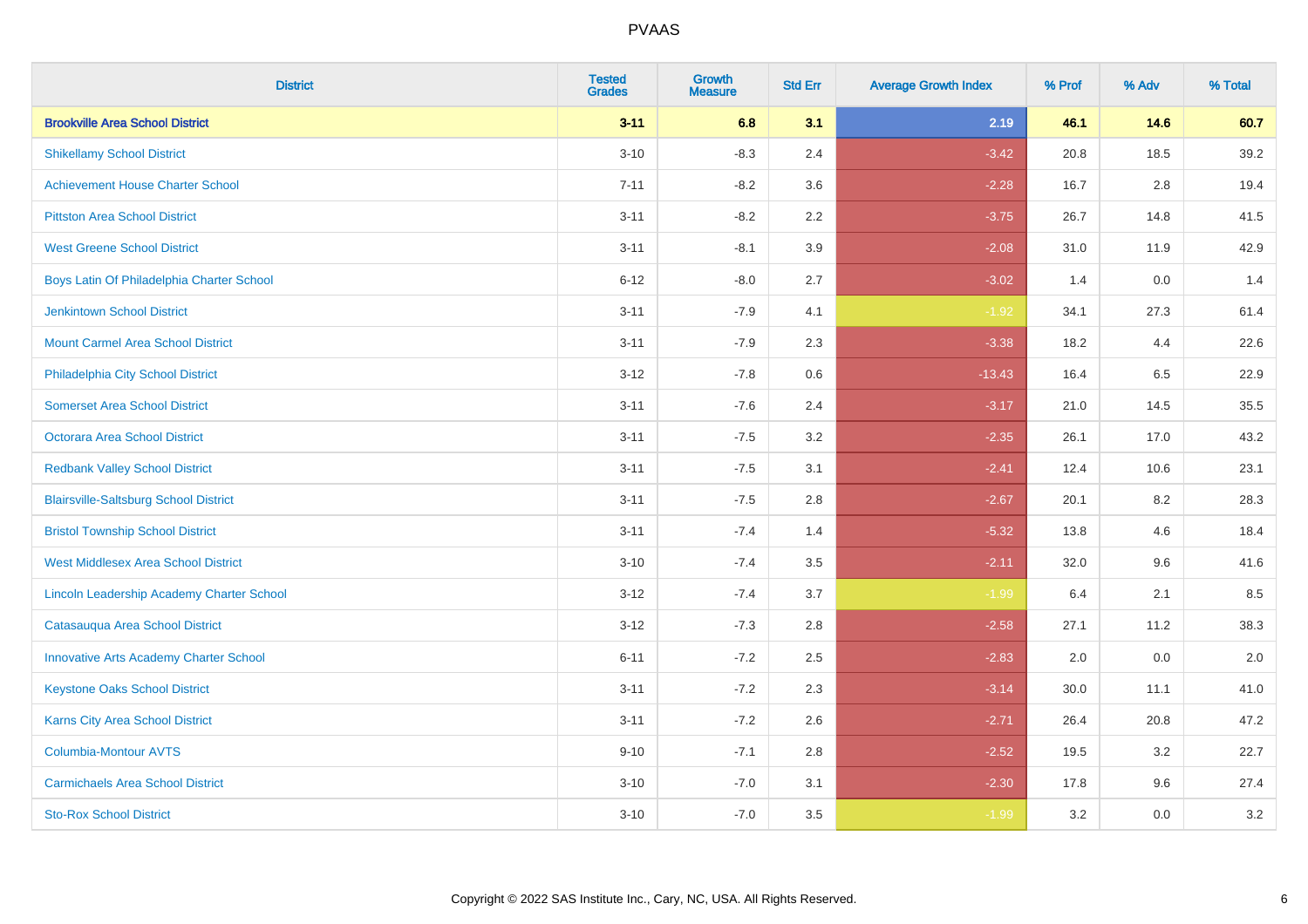# PVAAS

| District | Tested Grades | Growth Measure | Std Err | Average Growth Index | % Prof | % Adv | % Total |
|---|---|---|---|---|---|---|---|
| **Brookville Area School District** | **3-11** | **6.8** | **3.1** | **2.19** | **46.1** | **14.6** | **60.7** |
| Shikellamy School District | 3-10 | -8.3 | 2.4 | -3.42 | 20.8 | 18.5 | 39.2 |
| Achievement House Charter School | 7-11 | -8.2 | 3.6 | -2.28 | 16.7 | 2.8 | 19.4 |
| Pittston Area School District | 3-11 | -8.2 | 2.2 | -3.75 | 26.7 | 14.8 | 41.5 |
| West Greene School District | 3-11 | -8.1 | 3.9 | -2.08 | 31.0 | 11.9 | 42.9 |
| Boys Latin Of Philadelphia Charter School | 6-12 | -8.0 | 2.7 | -3.02 | 1.4 | 0.0 | 1.4 |
| Jenkintown School District | 3-11 | -7.9 | 4.1 | -1.92 | 34.1 | 27.3 | 61.4 |
| Mount Carmel Area School District | 3-11 | -7.9 | 2.3 | -3.38 | 18.2 | 4.4 | 22.6 |
| Philadelphia City School District | 3-12 | -7.8 | 0.6 | -13.43 | 16.4 | 6.5 | 22.9 |
| Somerset Area School District | 3-11 | -7.6 | 2.4 | -3.17 | 21.0 | 14.5 | 35.5 |
| Octorara Area School District | 3-11 | -7.5 | 3.2 | -2.35 | 26.1 | 17.0 | 43.2 |
| Redbank Valley School District | 3-11 | -7.5 | 3.1 | -2.41 | 12.4 | 10.6 | 23.1 |
| Blairsville-Saltsburg School District | 3-11 | -7.5 | 2.8 | -2.67 | 20.1 | 8.2 | 28.3 |
| Bristol Township School District | 3-11 | -7.4 | 1.4 | -5.32 | 13.8 | 4.6 | 18.4 |
| West Middlesex Area School District | 3-10 | -7.4 | 3.5 | -2.11 | 32.0 | 9.6 | 41.6 |
| Lincoln Leadership Academy Charter School | 3-12 | -7.4 | 3.7 | -1.99 | 6.4 | 2.1 | 8.5 |
| Catasauqua Area School District | 3-12 | -7.3 | 2.8 | -2.58 | 27.1 | 11.2 | 38.3 |
| Innovative Arts Academy Charter School | 6-11 | -7.2 | 2.5 | -2.83 | 2.0 | 0.0 | 2.0 |
| Keystone Oaks School District | 3-11 | -7.2 | 2.3 | -3.14 | 30.0 | 11.1 | 41.0 |
| Karns City Area School District | 3-11 | -7.2 | 2.6 | -2.71 | 26.4 | 20.8 | 47.2 |
| Columbia-Montour AVTS | 9-10 | -7.1 | 2.8 | -2.52 | 19.5 | 3.2 | 22.7 |
| Carmichaels Area School District | 3-10 | -7.0 | 3.1 | -2.30 | 17.8 | 9.6 | 27.4 |
| Sto-Rox School District | 3-10 | -7.0 | 3.5 | -1.99 | 3.2 | 0.0 | 3.2 |

Copyright © 2022 SAS Institute Inc., Cary, NC, USA. All Rights Reserved.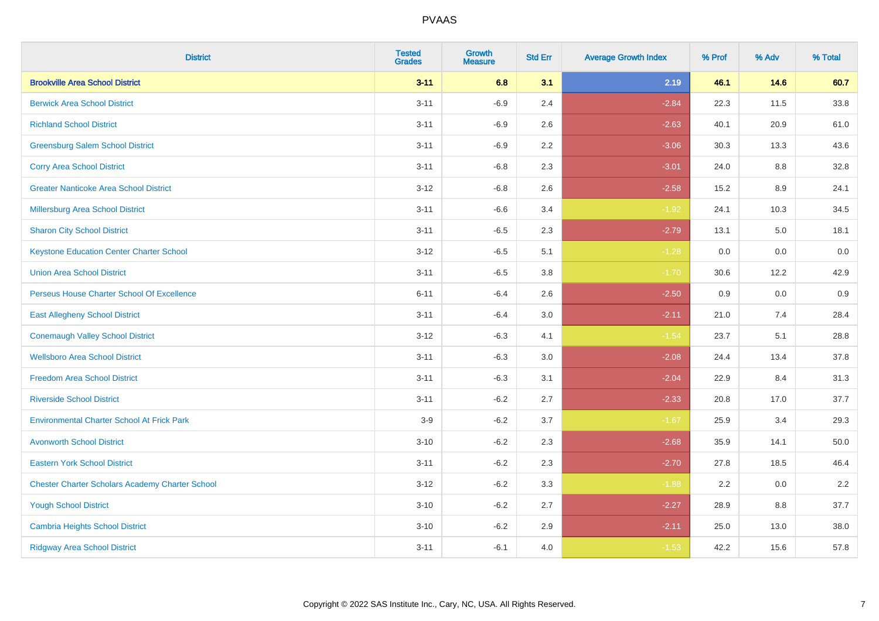| District | Tested Grades | Growth Measure | Std Err | Average Growth Index | % Prof | % Adv | % Total |
|---|---|---|---|---|---|---|---|
| **Brookville Area School District** | **3-11** | **6.8** | **3.1** | **2.19** | **46.1** | **14.6** | **60.7** |
| Berwick Area School District | 3-11 | -6.9 | 2.4 | -2.84 | 22.3 | 11.5 | 33.8 |
| Richland School District | 3-11 | -6.9 | 2.6 | -2.63 | 40.1 | 20.9 | 61.0 |
| Greensburg Salem School District | 3-11 | -6.9 | 2.2 | -3.06 | 30.3 | 13.3 | 43.6 |
| Corry Area School District | 3-11 | -6.8 | 2.3 | -3.01 | 24.0 | 8.8 | 32.8 |
| Greater Nanticoke Area School District | 3-12 | -6.8 | 2.6 | -2.58 | 15.2 | 8.9 | 24.1 |
| Millersburg Area School District | 3-11 | -6.6 | 3.4 | -1.92 | 24.1 | 10.3 | 34.5 |
| Sharon City School District | 3-11 | -6.5 | 2.3 | -2.79 | 13.1 | 5.0 | 18.1 |
| Keystone Education Center Charter School | 3-12 | -6.5 | 5.1 | -1.28 | 0.0 | 0.0 | 0.0 |
| Union Area School District | 3-11 | -6.5 | 3.8 | -1.70 | 30.6 | 12.2 | 42.9 |
| Perseus House Charter School Of Excellence | 6-11 | -6.4 | 2.6 | -2.50 | 0.9 | 0.0 | 0.9 |
| East Allegheny School District | 3-11 | -6.4 | 3.0 | -2.11 | 21.0 | 7.4 | 28.4 |
| Conemaugh Valley School District | 3-12 | -6.3 | 4.1 | -1.54 | 23.7 | 5.1 | 28.8 |
| Wellsboro Area School District | 3-11 | -6.3 | 3.0 | -2.08 | 24.4 | 13.4 | 37.8 |
| Freedom Area School District | 3-11 | -6.3 | 3.1 | -2.04 | 22.9 | 8.4 | 31.3 |
| Riverside School District | 3-11 | -6.2 | 2.7 | -2.33 | 20.8 | 17.0 | 37.7 |
| Environmental Charter School At Frick Park | 3-9 | -6.2 | 3.7 | -1.67 | 25.9 | 3.4 | 29.3 |
| Avonworth School District | 3-10 | -6.2 | 2.3 | -2.68 | 35.9 | 14.1 | 50.0 |
| Eastern York School District | 3-11 | -6.2 | 2.3 | -2.70 | 27.8 | 18.5 | 46.4 |
| Chester Charter Scholars Academy Charter School | 3-12 | -6.2 | 3.3 | -1.88 | 2.2 | 0.0 | 2.2 |
| Yough School District | 3-10 | -6.2 | 2.7 | -2.27 | 28.9 | 8.8 | 37.7 |
| Cambria Heights School District | 3-10 | -6.2 | 2.9 | -2.11 | 25.0 | 13.0 | 38.0 |
| Ridgway Area School District | 3-11 | -6.1 | 4.0 | -1.53 | 42.2 | 15.6 | 57.8 |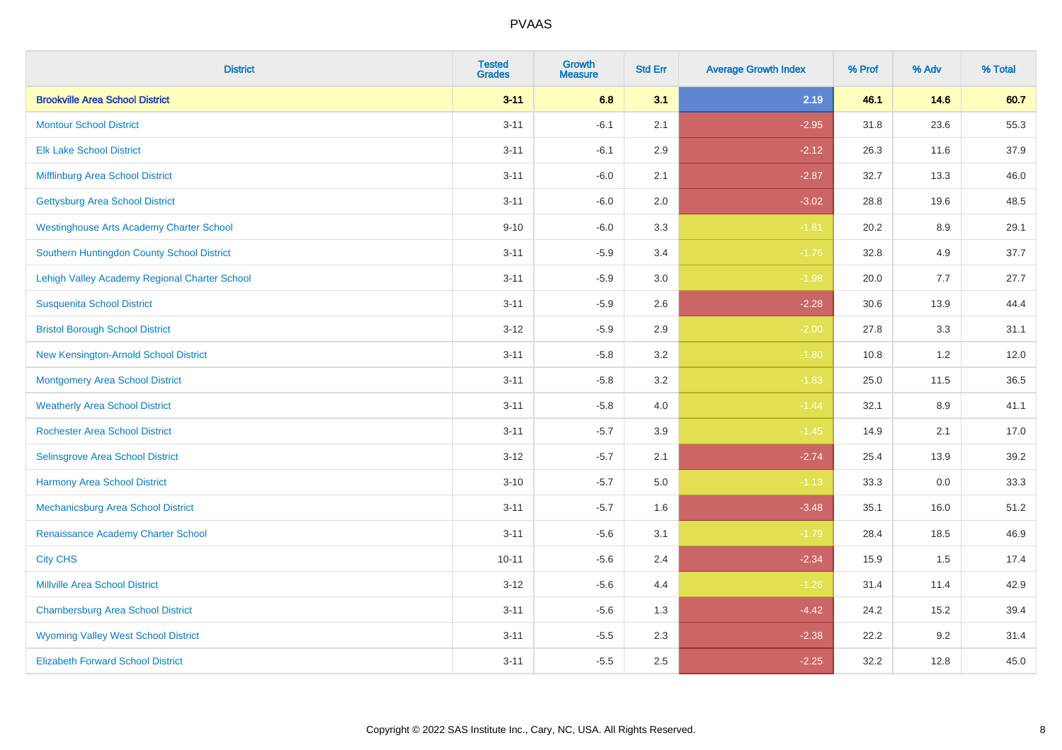# PVAAS

| District | Tested Grades | Growth Measure | Std Err | Average Growth Index | % Prof | % Adv | % Total |
|---|---|---|---|---|---|---|---|
| **Brookville Area School District** | **3-11** | **6.8** | **3.1** | **2.19** | **46.1** | **14.6** | **60.7** |
| Montour School District | 3-11 | -6.1 | 2.1 | -2.95 | 31.8 | 23.6 | 55.3 |
| Elk Lake School District | 3-11 | -6.1 | 2.9 | -2.12 | 26.3 | 11.6 | 37.9 |
| Mifflinburg Area School District | 3-11 | -6.0 | 2.1 | -2.87 | 32.7 | 13.3 | 46.0 |
| Gettysburg Area School District | 3-11 | -6.0 | 2.0 | -3.02 | 28.8 | 19.6 | 48.5 |
| Westinghouse Arts Academy Charter School | 9-10 | -6.0 | 3.3 | -1.81 | 20.2 | 8.9 | 29.1 |
| Southern Huntingdon County School District | 3-11 | -5.9 | 3.4 | -1.76 | 32.8 | 4.9 | 37.7 |
| Lehigh Valley Academy Regional Charter School | 3-11 | -5.9 | 3.0 | -1.98 | 20.0 | 7.7 | 27.7 |
| Susquenita School District | 3-11 | -5.9 | 2.6 | -2.28 | 30.6 | 13.9 | 44.4 |
| Bristol Borough School District | 3-12 | -5.9 | 2.9 | -2.00 | 27.8 | 3.3 | 31.1 |
| New Kensington-Arnold School District | 3-11 | -5.8 | 3.2 | -1.80 | 10.8 | 1.2 | 12.0 |
| Montgomery Area School District | 3-11 | -5.8 | 3.2 | -1.83 | 25.0 | 11.5 | 36.5 |
| Weatherly Area School District | 3-11 | -5.8 | 4.0 | -1.44 | 32.1 | 8.9 | 41.1 |
| Rochester Area School District | 3-11 | -5.7 | 3.9 | -1.45 | 14.9 | 2.1 | 17.0 |
| Selinsgrove Area School District | 3-12 | -5.7 | 2.1 | -2.74 | 25.4 | 13.9 | 39.2 |
| Harmony Area School District | 3-10 | -5.7 | 5.0 | -1.13 | 33.3 | 0.0 | 33.3 |
| Mechanicsburg Area School District | 3-11 | -5.7 | 1.6 | -3.48 | 35.1 | 16.0 | 51.2 |
| Renaissance Academy Charter School | 3-11 | -5.6 | 3.1 | -1.79 | 28.4 | 18.5 | 46.9 |
| City CHS | 10-11 | -5.6 | 2.4 | -2.34 | 15.9 | 1.5 | 17.4 |
| Millville Area School District | 3-12 | -5.6 | 4.4 | -1.26 | 31.4 | 11.4 | 42.9 |
| Chambersburg Area School District | 3-11 | -5.6 | 1.3 | -4.42 | 24.2 | 15.2 | 39.4 |
| Wyoming Valley West School District | 3-11 | -5.5 | 2.3 | -2.38 | 22.2 | 9.2 | 31.4 |
| Elizabeth Forward School District | 3-11 | -5.5 | 2.5 | -2.25 | 32.2 | 12.8 | 45.0 |

Copyright © 2022 SAS Institute Inc., Cary, NC, USA. All Rights Reserved.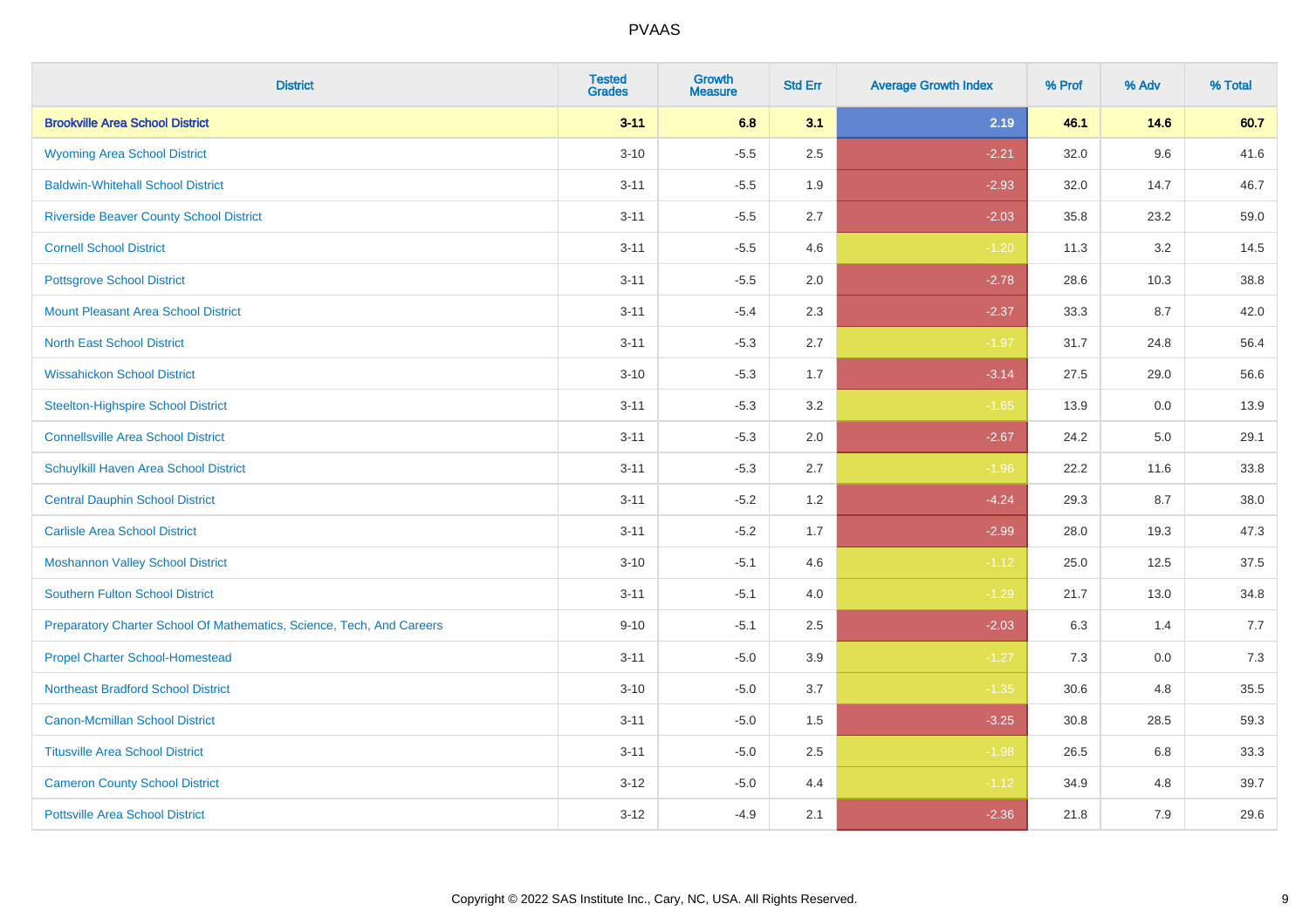# PVAAS

| District | Tested Grades | Growth Measure | Std Err | Average Growth Index | % Prof | % Adv | % Total |
|---|---|---|---|---|---|---|---|
| **Brookville Area School District** | **3-11** | **6.8** | **3.1** | **2.19** | **46.1** | **14.6** | **60.7** |
| Wyoming Area School District | 3-10 | -5.5 | 2.5 | -2.21 | 32.0 | 9.6 | 41.6 |
| Baldwin-Whitehall School District | 3-11 | -5.5 | 1.9 | -2.93 | 32.0 | 14.7 | 46.7 |
| Riverside Beaver County School District | 3-11 | -5.5 | 2.7 | -2.03 | 35.8 | 23.2 | 59.0 |
| Cornell School District | 3-11 | -5.5 | 4.6 | -1.20 | 11.3 | 3.2 | 14.5 |
| Pottsgrove School District | 3-11 | -5.5 | 2.0 | -2.78 | 28.6 | 10.3 | 38.8 |
| Mount Pleasant Area School District | 3-11 | -5.4 | 2.3 | -2.37 | 33.3 | 8.7 | 42.0 |
| North East School District | 3-11 | -5.3 | 2.7 | -1.97 | 31.7 | 24.8 | 56.4 |
| Wissahickon School District | 3-10 | -5.3 | 1.7 | -3.14 | 27.5 | 29.0 | 56.6 |
| Steelton-Highspire School District | 3-11 | -5.3 | 3.2 | -1.65 | 13.9 | 0.0 | 13.9 |
| Connellsville Area School District | 3-11 | -5.3 | 2.0 | -2.67 | 24.2 | 5.0 | 29.1 |
| Schuylkill Haven Area School District | 3-11 | -5.3 | 2.7 | -1.96 | 22.2 | 11.6 | 33.8 |
| Central Dauphin School District | 3-11 | -5.2 | 1.2 | -4.24 | 29.3 | 8.7 | 38.0 |
| Carlisle Area School District | 3-11 | -5.2 | 1.7 | -2.99 | 28.0 | 19.3 | 47.3 |
| Moshannon Valley School District | 3-10 | -5.1 | 4.6 | -1.12 | 25.0 | 12.5 | 37.5 |
| Southern Fulton School District | 3-11 | -5.1 | 4.0 | -1.29 | 21.7 | 13.0 | 34.8 |
| Preparatory Charter School Of Mathematics, Science, Tech, And Careers | 9-10 | -5.1 | 2.5 | -2.03 | 6.3 | 1.4 | 7.7 |
| Propel Charter School-Homestead | 3-11 | -5.0 | 3.9 | -1.27 | 7.3 | 0.0 | 7.3 |
| Northeast Bradford School District | 3-10 | -5.0 | 3.7 | -1.35 | 30.6 | 4.8 | 35.5 |
| Canon-Mcmillan School District | 3-11 | -5.0 | 1.5 | -3.25 | 30.8 | 28.5 | 59.3 |
| Titusville Area School District | 3-11 | -5.0 | 2.5 | -1.98 | 26.5 | 6.8 | 33.3 |
| Cameron County School District | 3-12 | -5.0 | 4.4 | -1.12 | 34.9 | 4.8 | 39.7 |
| Pottsville Area School District | 3-12 | -4.9 | 2.1 | -2.36 | 21.8 | 7.9 | 29.6 |

Copyright © 2022 SAS Institute Inc., Cary, NC, USA. All Rights Reserved.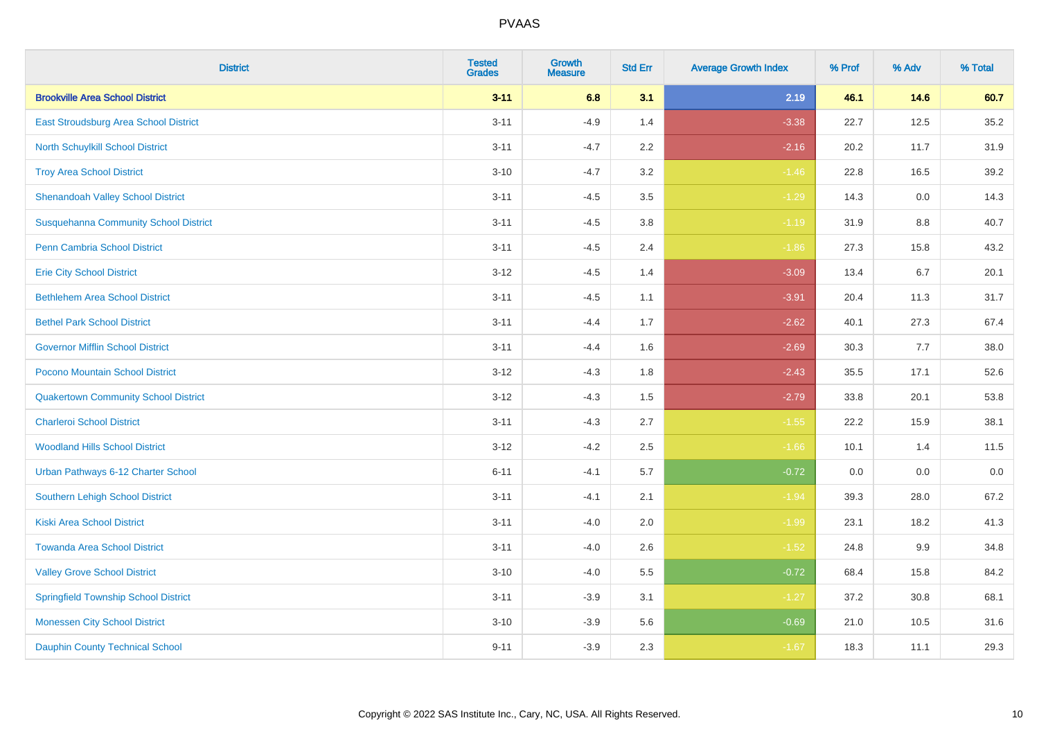PVAAS

| District | Tested Grades | Growth Measure | Std Err | Average Growth Index | % Prof | % Adv | % Total |
|---|---|---|---|---|---|---|---|
| **Brookville Area School District** | **3-11** | **6.8** | **3.1** | **2.19** | **46.1** | **14.6** | **60.7** |
| East Stroudsburg Area School District | 3-11 | -4.9 | 1.4 | -3.38 | 22.7 | 12.5 | 35.2 |
| North Schuylkill School District | 3-11 | -4.7 | 2.2 | -2.16 | 20.2 | 11.7 | 31.9 |
| Troy Area School District | 3-10 | -4.7 | 3.2 | -1.46 | 22.8 | 16.5 | 39.2 |
| Shenandoah Valley School District | 3-11 | -4.5 | 3.5 | -1.29 | 14.3 | 0.0 | 14.3 |
| Susquehanna Community School District | 3-11 | -4.5 | 3.8 | -1.19 | 31.9 | 8.8 | 40.7 |
| Penn Cambria School District | 3-11 | -4.5 | 2.4 | -1.86 | 27.3 | 15.8 | 43.2 |
| Erie City School District | 3-12 | -4.5 | 1.4 | -3.09 | 13.4 | 6.7 | 20.1 |
| Bethlehem Area School District | 3-11 | -4.5 | 1.1 | -3.91 | 20.4 | 11.3 | 31.7 |
| Bethel Park School District | 3-11 | -4.4 | 1.7 | -2.62 | 40.1 | 27.3 | 67.4 |
| Governor Mifflin School District | 3-11 | -4.4 | 1.6 | -2.69 | 30.3 | 7.7 | 38.0 |
| Pocono Mountain School District | 3-12 | -4.3 | 1.8 | -2.43 | 35.5 | 17.1 | 52.6 |
| Quakertown Community School District | 3-12 | -4.3 | 1.5 | -2.79 | 33.8 | 20.1 | 53.8 |
| Charleroi School District | 3-11 | -4.3 | 2.7 | -1.55 | 22.2 | 15.9 | 38.1 |
| Woodland Hills School District | 3-12 | -4.2 | 2.5 | -1.66 | 10.1 | 1.4 | 11.5 |
| Urban Pathways 6-12 Charter School | 6-11 | -4.1 | 5.7 | -0.72 | 0.0 | 0.0 | 0.0 |
| Southern Lehigh School District | 3-11 | -4.1 | 2.1 | -1.94 | 39.3 | 28.0 | 67.2 |
| Kiski Area School District | 3-11 | -4.0 | 2.0 | -1.99 | 23.1 | 18.2 | 41.3 |
| Towanda Area School District | 3-11 | -4.0 | 2.6 | -1.52 | 24.8 | 9.9 | 34.8 |
| Valley Grove School District | 3-10 | -4.0 | 5.5 | -0.72 | 68.4 | 15.8 | 84.2 |
| Springfield Township School District | 3-11 | -3.9 | 3.1 | -1.27 | 37.2 | 30.8 | 68.1 |
| Monessen City School District | 3-10 | -3.9 | 5.6 | -0.69 | 21.0 | 10.5 | 31.6 |
| Dauphin County Technical School | 9-11 | -3.9 | 2.3 | -1.67 | 18.3 | 11.1 | 29.3 |

Copyright © 2022 SAS Institute Inc., Cary, NC, USA. All Rights Reserved.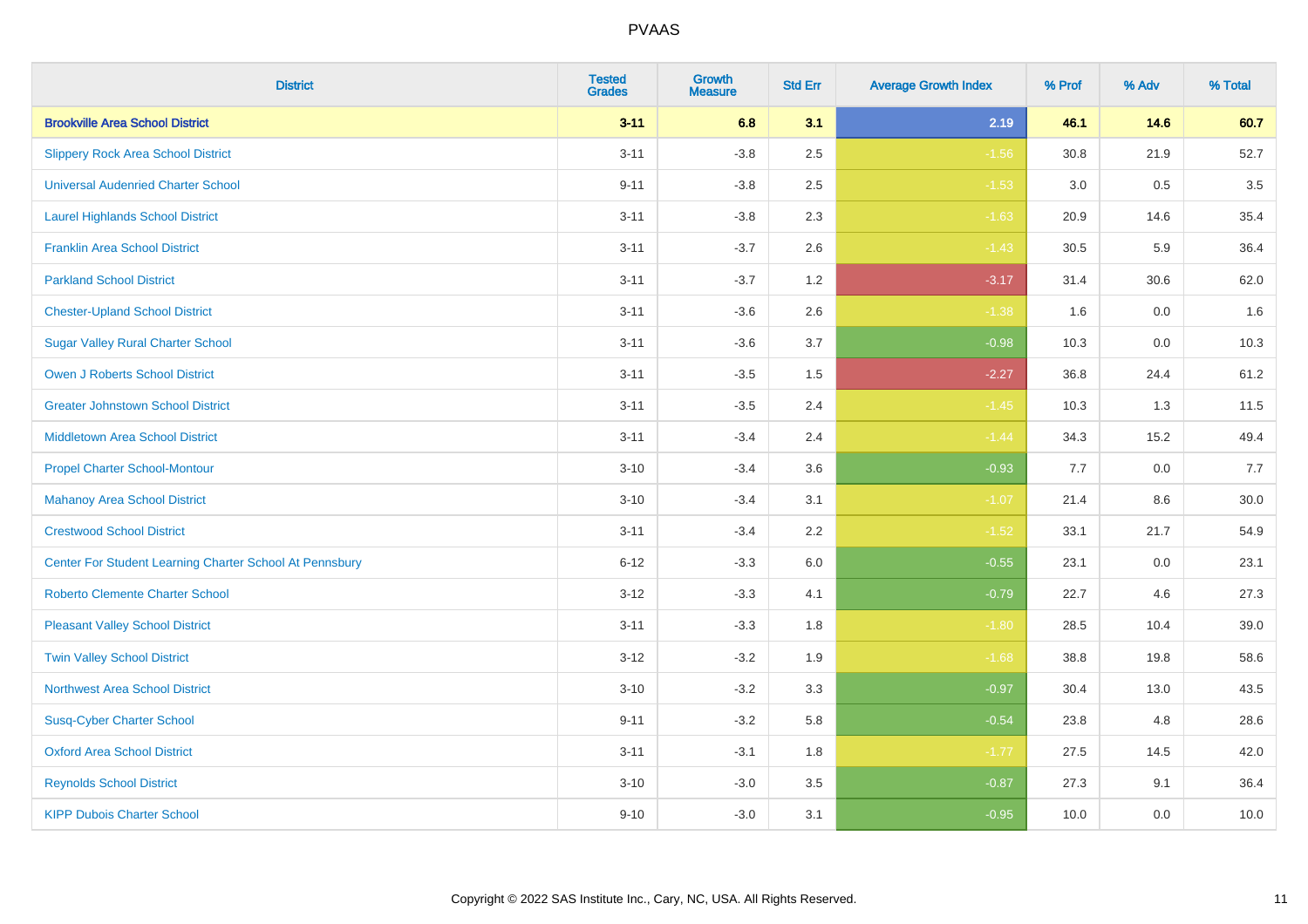PVAAS

| District | Tested Grades | Growth Measure | Std Err | Average Growth Index | % Prof | % Adv | % Total |
|---|---|---|---|---|---|---|---|
| **Brookville Area School District** | **3-11** | **6.8** | **3.1** | **2.19** | **46.1** | **14.6** | **60.7** |
| Slippery Rock Area School District | 3-11 | -3.8 | 2.5 | -1.56 | 30.8 | 21.9 | 52.7 |
| Universal Audenried Charter School | 9-11 | -3.8 | 2.5 | -1.53 | 3.0 | 0.5 | 3.5 |
| Laurel Highlands School District | 3-11 | -3.8 | 2.3 | -1.63 | 20.9 | 14.6 | 35.4 |
| Franklin Area School District | 3-11 | -3.7 | 2.6 | -1.43 | 30.5 | 5.9 | 36.4 |
| Parkland School District | 3-11 | -3.7 | 1.2 | -3.17 | 31.4 | 30.6 | 62.0 |
| Chester-Upland School District | 3-11 | -3.6 | 2.6 | -1.38 | 1.6 | 0.0 | 1.6 |
| Sugar Valley Rural Charter School | 3-11 | -3.6 | 3.7 | -0.98 | 10.3 | 0.0 | 10.3 |
| Owen J Roberts School District | 3-11 | -3.5 | 1.5 | -2.27 | 36.8 | 24.4 | 61.2 |
| Greater Johnstown School District | 3-11 | -3.5 | 2.4 | -1.45 | 10.3 | 1.3 | 11.5 |
| Middletown Area School District | 3-11 | -3.4 | 2.4 | -1.44 | 34.3 | 15.2 | 49.4 |
| Propel Charter School-Montour | 3-10 | -3.4 | 3.6 | -0.93 | 7.7 | 0.0 | 7.7 |
| Mahanoy Area School District | 3-10 | -3.4 | 3.1 | -1.07 | 21.4 | 8.6 | 30.0 |
| Crestwood School District | 3-11 | -3.4 | 2.2 | -1.52 | 33.1 | 21.7 | 54.9 |
| Center For Student Learning Charter School At Pennsbury | 6-12 | -3.3 | 6.0 | -0.55 | 23.1 | 0.0 | 23.1 |
| Roberto Clemente Charter School | 3-12 | -3.3 | 4.1 | -0.79 | 22.7 | 4.6 | 27.3 |
| Pleasant Valley School District | 3-11 | -3.3 | 1.8 | -1.80 | 28.5 | 10.4 | 39.0 |
| Twin Valley School District | 3-12 | -3.2 | 1.9 | -1.68 | 38.8 | 19.8 | 58.6 |
| Northwest Area School District | 3-10 | -3.2 | 3.3 | -0.97 | 30.4 | 13.0 | 43.5 |
| Susq-Cyber Charter School | 9-11 | -3.2 | 5.8 | -0.54 | 23.8 | 4.8 | 28.6 |
| Oxford Area School District | 3-11 | -3.1 | 1.8 | -1.77 | 27.5 | 14.5 | 42.0 |
| Reynolds School District | 3-10 | -3.0 | 3.5 | -0.87 | 27.3 | 9.1 | 36.4 |
| KIPP Dubois Charter School | 9-10 | -3.0 | 3.1 | -0.95 | 10.0 | 0.0 | 10.0 |

Copyright © 2022 SAS Institute Inc., Cary, NC, USA. All Rights Reserved.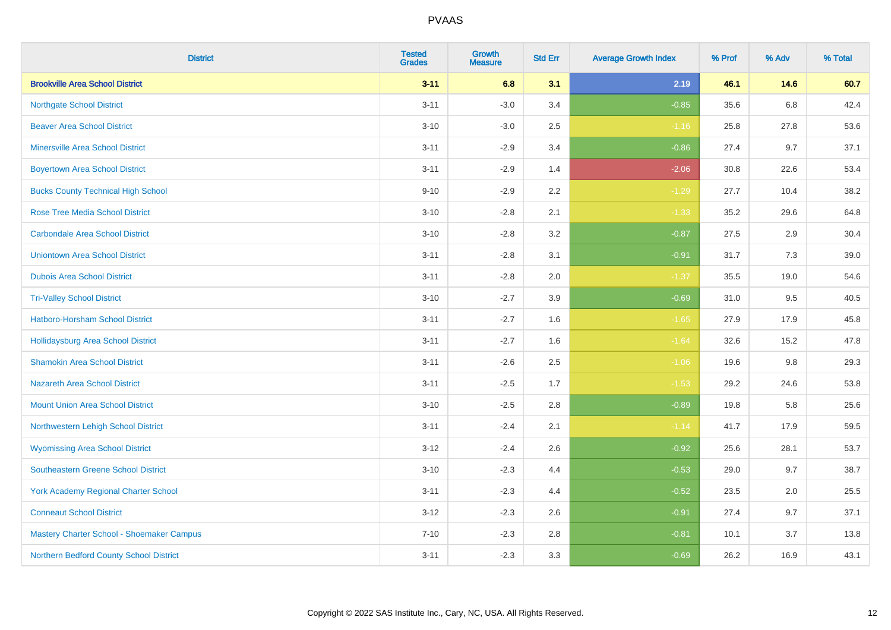# PVAAS

| District | Tested Grades | Growth Measure | Std Err | Average Growth Index | % Prof | % Adv | % Total |
|---|---|---|---|---|---|---|---|
| **Brookville Area School District** | **3-11** | **6.8** | **3.1** | **2.19** | **46.1** | **14.6** | **60.7** |
| Northgate School District | 3-11 | -3.0 | 3.4 | -0.85 | 35.6 | 6.8 | 42.4 |
| Beaver Area School District | 3-10 | -3.0 | 2.5 | -1.16 | 25.8 | 27.8 | 53.6 |
| Minersville Area School District | 3-11 | -2.9 | 3.4 | -0.86 | 27.4 | 9.7 | 37.1 |
| Boyertown Area School District | 3-11 | -2.9 | 1.4 | -2.06 | 30.8 | 22.6 | 53.4 |
| Bucks County Technical High School | 9-10 | -2.9 | 2.2 | -1.29 | 27.7 | 10.4 | 38.2 |
| Rose Tree Media School District | 3-10 | -2.8 | 2.1 | -1.33 | 35.2 | 29.6 | 64.8 |
| Carbondale Area School District | 3-10 | -2.8 | 3.2 | -0.87 | 27.5 | 2.9 | 30.4 |
| Uniontown Area School District | 3-11 | -2.8 | 3.1 | -0.91 | 31.7 | 7.3 | 39.0 |
| Dubois Area School District | 3-11 | -2.8 | 2.0 | -1.37 | 35.5 | 19.0 | 54.6 |
| Tri-Valley School District | 3-10 | -2.7 | 3.9 | -0.69 | 31.0 | 9.5 | 40.5 |
| Hatboro-Horsham School District | 3-11 | -2.7 | 1.6 | -1.65 | 27.9 | 17.9 | 45.8 |
| Hollidaysburg Area School District | 3-11 | -2.7 | 1.6 | -1.64 | 32.6 | 15.2 | 47.8 |
| Shamokin Area School District | 3-11 | -2.6 | 2.5 | -1.06 | 19.6 | 9.8 | 29.3 |
| Nazareth Area School District | 3-11 | -2.5 | 1.7 | -1.53 | 29.2 | 24.6 | 53.8 |
| Mount Union Area School District | 3-10 | -2.5 | 2.8 | -0.89 | 19.8 | 5.8 | 25.6 |
| Northwestern Lehigh School District | 3-11 | -2.4 | 2.1 | -1.14 | 41.7 | 17.9 | 59.5 |
| Wyomissing Area School District | 3-12 | -2.4 | 2.6 | -0.92 | 25.6 | 28.1 | 53.7 |
| Southeastern Greene School District | 3-10 | -2.3 | 4.4 | -0.53 | 29.0 | 9.7 | 38.7 |
| York Academy Regional Charter School | 3-11 | -2.3 | 4.4 | -0.52 | 23.5 | 2.0 | 25.5 |
| Conneaut School District | 3-12 | -2.3 | 2.6 | -0.91 | 27.4 | 9.7 | 37.1 |
| Mastery Charter School - Shoemaker Campus | 7-10 | -2.3 | 2.8 | -0.81 | 10.1 | 3.7 | 13.8 |
| Northern Bedford County School District | 3-11 | -2.3 | 3.3 | -0.69 | 26.2 | 16.9 | 43.1 |

Copyright © 2022 SAS Institute Inc., Cary, NC, USA. All Rights Reserved.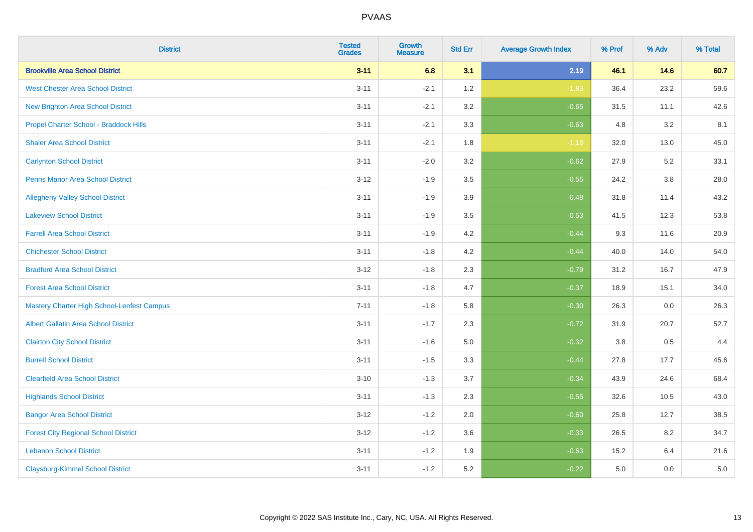| District | Tested Grades | Growth Measure | Std Err | Average Growth Index | % Prof | % Adv | % Total |
|---|---|---|---|---|---|---|---|
| **Brookville Area School District** | **3-11** | **6.8** | **3.1** | **2.19** | **46.1** | **14.6** | **60.7** |
| West Chester Area School District | 3-11 | -2.1 | 1.2 | -1.83 | 36.4 | 23.2 | 59.6 |
| New Brighton Area School District | 3-11 | -2.1 | 3.2 | -0.65 | 31.5 | 11.1 | 42.6 |
| Propel Charter School - Braddock Hills | 3-11 | -2.1 | 3.3 | -0.63 | 4.8 | 3.2 | 8.1 |
| Shaler Area School District | 3-11 | -2.1 | 1.8 | -1.18 | 32.0 | 13.0 | 45.0 |
| Carlynton School District | 3-11 | -2.0 | 3.2 | -0.62 | 27.9 | 5.2 | 33.1 |
| Penns Manor Area School District | 3-12 | -1.9 | 3.5 | -0.55 | 24.2 | 3.8 | 28.0 |
| Allegheny Valley School District | 3-11 | -1.9 | 3.9 | -0.48 | 31.8 | 11.4 | 43.2 |
| Lakeview School District | 3-11 | -1.9 | 3.5 | -0.53 | 41.5 | 12.3 | 53.8 |
| Farrell Area School District | 3-11 | -1.9 | 4.2 | -0.44 | 9.3 | 11.6 | 20.9 |
| Chichester School District | 3-11 | -1.8 | 4.2 | -0.44 | 40.0 | 14.0 | 54.0 |
| Bradford Area School District | 3-12 | -1.8 | 2.3 | -0.79 | 31.2 | 16.7 | 47.9 |
| Forest Area School District | 3-11 | -1.8 | 4.7 | -0.37 | 18.9 | 15.1 | 34.0 |
| Mastery Charter High School-Lenfest Campus | 7-11 | -1.8 | 5.8 | -0.30 | 26.3 | 0.0 | 26.3 |
| Albert Gallatin Area School District | 3-11 | -1.7 | 2.3 | -0.72 | 31.9 | 20.7 | 52.7 |
| Clairton City School District | 3-11 | -1.6 | 5.0 | -0.32 | 3.8 | 0.5 | 4.4 |
| Burrell School District | 3-11 | -1.5 | 3.3 | -0.44 | 27.8 | 17.7 | 45.6 |
| Clearfield Area School District | 3-10 | -1.3 | 3.7 | -0.34 | 43.9 | 24.6 | 68.4 |
| Highlands School District | 3-11 | -1.3 | 2.3 | -0.55 | 32.6 | 10.5 | 43.0 |
| Bangor Area School District | 3-12 | -1.2 | 2.0 | -0.60 | 25.8 | 12.7 | 38.5 |
| Forest City Regional School District | 3-12 | -1.2 | 3.6 | -0.33 | 26.5 | 8.2 | 34.7 |
| Lebanon School District | 3-11 | -1.2 | 1.9 | -0.63 | 15.2 | 6.4 | 21.6 |
| Claysburg-Kimmel School District | 3-11 | -1.2 | 5.2 | -0.22 | 5.0 | 0.0 | 5.0 |

Copyright © 2022 SAS Institute Inc., Cary, NC, USA. All Rights Reserved.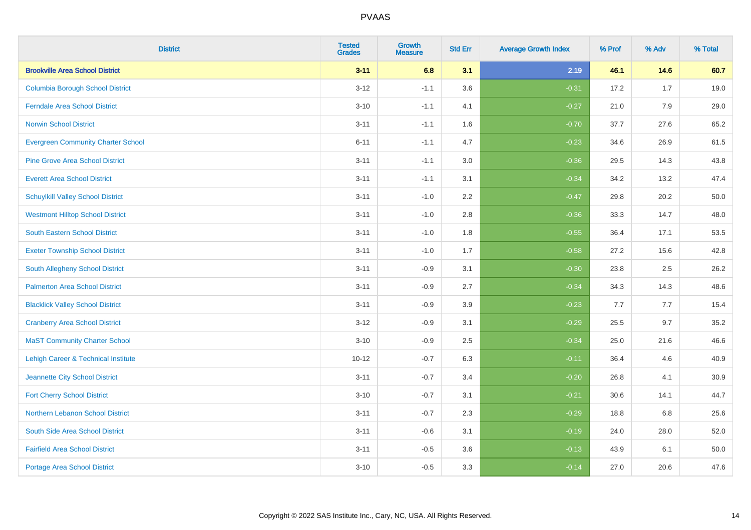PVAAS

| District | Tested Grades | Growth Measure | Std Err | Average Growth Index | % Prof | % Adv | % Total |
|---|---|---|---|---|---|---|---|
| **Brookville Area School District** | **3-11** | **6.8** | **3.1** | **2.19** | **46.1** | **14.6** | **60.7** |
| Columbia Borough School District | 3-12 | -1.1 | 3.6 | -0.31 | 17.2 | 1.7 | 19.0 |
| Ferndale Area School District | 3-10 | -1.1 | 4.1 | -0.27 | 21.0 | 7.9 | 29.0 |
| Norwin School District | 3-11 | -1.1 | 1.6 | -0.70 | 37.7 | 27.6 | 65.2 |
| Evergreen Community Charter School | 6-11 | -1.1 | 4.7 | -0.23 | 34.6 | 26.9 | 61.5 |
| Pine Grove Area School District | 3-11 | -1.1 | 3.0 | -0.36 | 29.5 | 14.3 | 43.8 |
| Everett Area School District | 3-11 | -1.1 | 3.1 | -0.34 | 34.2 | 13.2 | 47.4 |
| Schuylkill Valley School District | 3-11 | -1.0 | 2.2 | -0.47 | 29.8 | 20.2 | 50.0 |
| Westmont Hilltop School District | 3-11 | -1.0 | 2.8 | -0.36 | 33.3 | 14.7 | 48.0 |
| South Eastern School District | 3-11 | -1.0 | 1.8 | -0.55 | 36.4 | 17.1 | 53.5 |
| Exeter Township School District | 3-11 | -1.0 | 1.7 | -0.58 | 27.2 | 15.6 | 42.8 |
| South Allegheny School District | 3-11 | -0.9 | 3.1 | -0.30 | 23.8 | 2.5 | 26.2 |
| Palmerton Area School District | 3-11 | -0.9 | 2.7 | -0.34 | 34.3 | 14.3 | 48.6 |
| Blacklick Valley School District | 3-11 | -0.9 | 3.9 | -0.23 | 7.7 | 7.7 | 15.4 |
| Cranberry Area School District | 3-12 | -0.9 | 3.1 | -0.29 | 25.5 | 9.7 | 35.2 |
| MaST Community Charter School | 3-10 | -0.9 | 2.5 | -0.34 | 25.0 | 21.6 | 46.6 |
| Lehigh Career & Technical Institute | 10-12 | -0.7 | 6.3 | -0.11 | 36.4 | 4.6 | 40.9 |
| Jeannette City School District | 3-11 | -0.7 | 3.4 | -0.20 | 26.8 | 4.1 | 30.9 |
| Fort Cherry School District | 3-10 | -0.7 | 3.1 | -0.21 | 30.6 | 14.1 | 44.7 |
| Northern Lebanon School District | 3-11 | -0.7 | 2.3 | -0.29 | 18.8 | 6.8 | 25.6 |
| South Side Area School District | 3-11 | -0.6 | 3.1 | -0.19 | 24.0 | 28.0 | 52.0 |
| Fairfield Area School District | 3-11 | -0.5 | 3.6 | -0.13 | 43.9 | 6.1 | 50.0 |
| Portage Area School District | 3-10 | -0.5 | 3.3 | -0.14 | 27.0 | 20.6 | 47.6 |

Copyright © 2022 SAS Institute Inc., Cary, NC, USA. All Rights Reserved.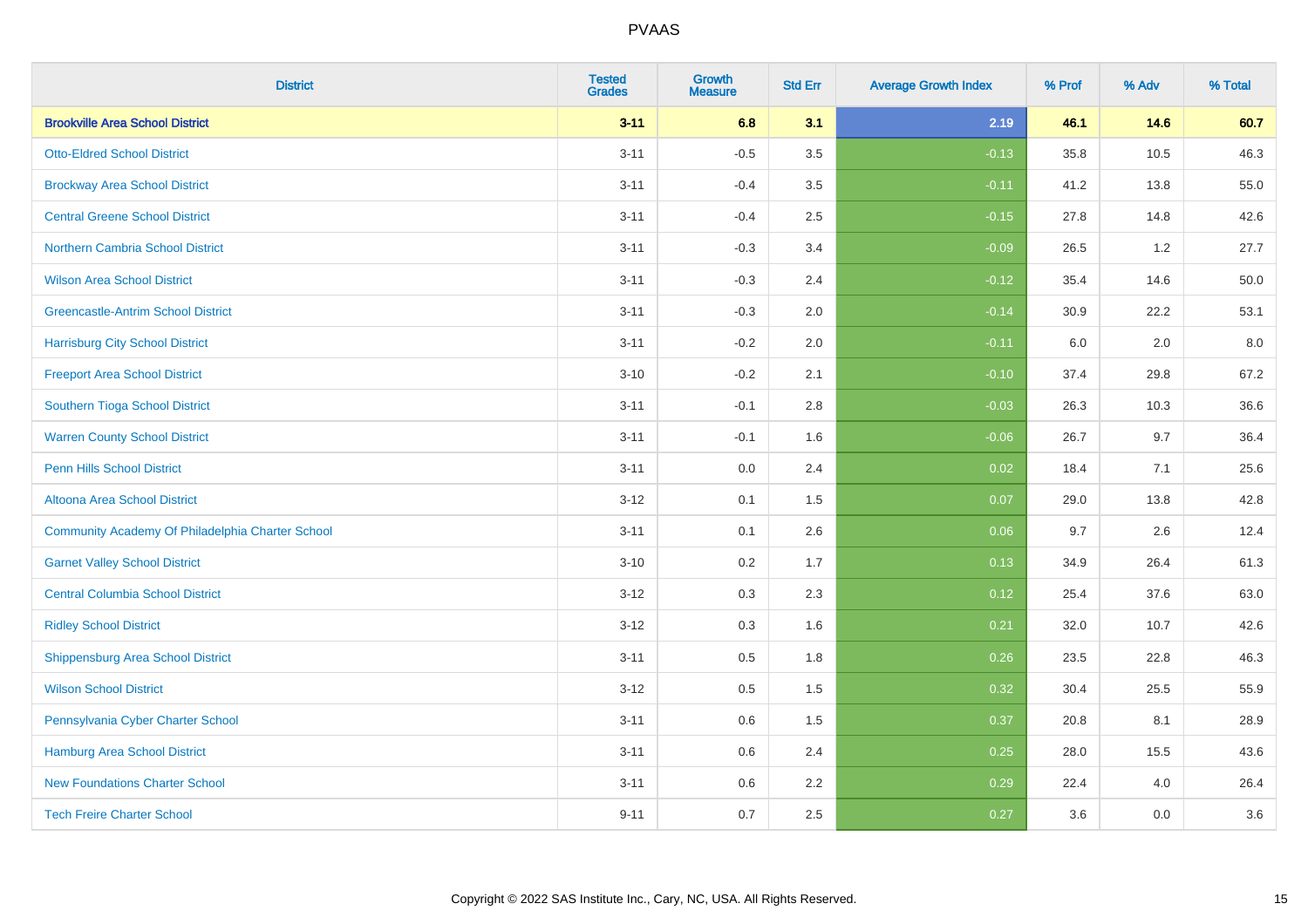# PVAAS

| District | Tested Grades | Growth Measure | Std Err | Average Growth Index | % Prof | % Adv | % Total |
|---|---|---|---|---|---|---|---|
| **Brookville Area School District** | **3-11** | **6.8** | **3.1** | **2.19** | **46.1** | **14.6** | **60.7** |
| Otto-Eldred School District | 3-11 | -0.5 | 3.5 | -0.13 | 35.8 | 10.5 | 46.3 |
| Brockway Area School District | 3-11 | -0.4 | 3.5 | -0.11 | 41.2 | 13.8 | 55.0 |
| Central Greene School District | 3-11 | -0.4 | 2.5 | -0.15 | 27.8 | 14.8 | 42.6 |
| Northern Cambria School District | 3-11 | -0.3 | 3.4 | -0.09 | 26.5 | 1.2 | 27.7 |
| Wilson Area School District | 3-11 | -0.3 | 2.4 | -0.12 | 35.4 | 14.6 | 50.0 |
| Greencastle-Antrim School District | 3-11 | -0.3 | 2.0 | -0.14 | 30.9 | 22.2 | 53.1 |
| Harrisburg City School District | 3-11 | -0.2 | 2.0 | -0.11 | 6.0 | 2.0 | 8.0 |
| Freeport Area School District | 3-10 | -0.2 | 2.1 | -0.10 | 37.4 | 29.8 | 67.2 |
| Southern Tioga School District | 3-11 | -0.1 | 2.8 | -0.03 | 26.3 | 10.3 | 36.6 |
| Warren County School District | 3-11 | -0.1 | 1.6 | -0.06 | 26.7 | 9.7 | 36.4 |
| Penn Hills School District | 3-11 | 0.0 | 2.4 | 0.02 | 18.4 | 7.1 | 25.6 |
| Altoona Area School District | 3-12 | 0.1 | 1.5 | 0.07 | 29.0 | 13.8 | 42.8 |
| Community Academy Of Philadelphia Charter School | 3-11 | 0.1 | 2.6 | 0.06 | 9.7 | 2.6 | 12.4 |
| Garnet Valley School District | 3-10 | 0.2 | 1.7 | 0.13 | 34.9 | 26.4 | 61.3 |
| Central Columbia School District | 3-12 | 0.3 | 2.3 | 0.12 | 25.4 | 37.6 | 63.0 |
| Ridley School District | 3-12 | 0.3 | 1.6 | 0.21 | 32.0 | 10.7 | 42.6 |
| Shippensburg Area School District | 3-11 | 0.5 | 1.8 | 0.26 | 23.5 | 22.8 | 46.3 |
| Wilson School District | 3-12 | 0.5 | 1.5 | 0.32 | 30.4 | 25.5 | 55.9 |
| Pennsylvania Cyber Charter School | 3-11 | 0.6 | 1.5 | 0.37 | 20.8 | 8.1 | 28.9 |
| Hamburg Area School District | 3-11 | 0.6 | 2.4 | 0.25 | 28.0 | 15.5 | 43.6 |
| New Foundations Charter School | 3-11 | 0.6 | 2.2 | 0.29 | 22.4 | 4.0 | 26.4 |
| Tech Freire Charter School | 9-11 | 0.7 | 2.5 | 0.27 | 3.6 | 0.0 | 3.6 |

Copyright © 2022 SAS Institute Inc., Cary, NC, USA. All Rights Reserved.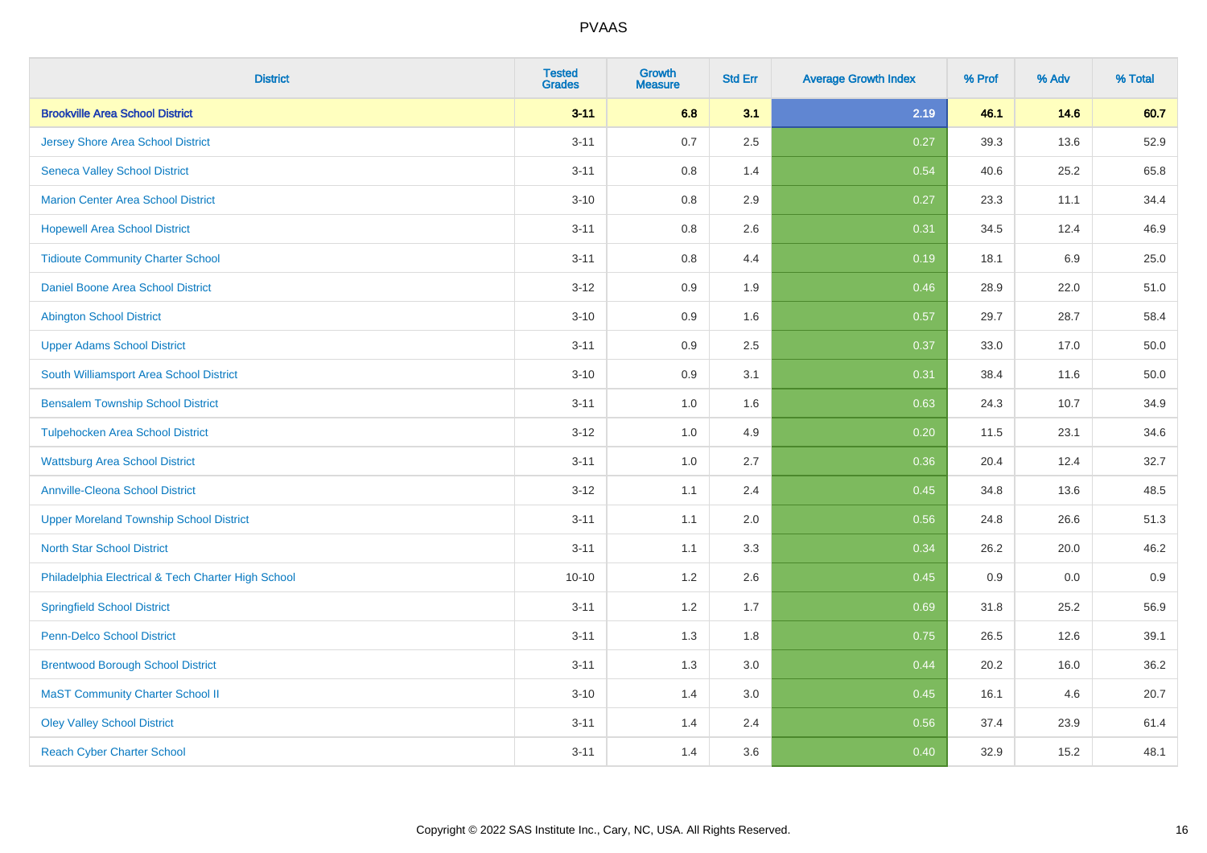# PVAAS

| District | Tested Grades | Growth Measure | Std Err | Average Growth Index | % Prof | % Adv | % Total |
|---|---|---|---|---|---|---|---|
| **Brookville Area School District** | **3-11** | **6.8** | **3.1** | **2.19** | **46.1** | **14.6** | **60.7** |
| Jersey Shore Area School District | 3-11 | 0.7 | 2.5 | 0.27 | 39.3 | 13.6 | 52.9 |
| Seneca Valley School District | 3-11 | 0.8 | 1.4 | 0.54 | 40.6 | 25.2 | 65.8 |
| Marion Center Area School District | 3-10 | 0.8 | 2.9 | 0.27 | 23.3 | 11.1 | 34.4 |
| Hopewell Area School District | 3-11 | 0.8 | 2.6 | 0.31 | 34.5 | 12.4 | 46.9 |
| Tidioute Community Charter School | 3-11 | 0.8 | 4.4 | 0.19 | 18.1 | 6.9 | 25.0 |
| Daniel Boone Area School District | 3-12 | 0.9 | 1.9 | 0.46 | 28.9 | 22.0 | 51.0 |
| Abington School District | 3-10 | 0.9 | 1.6 | 0.57 | 29.7 | 28.7 | 58.4 |
| Upper Adams School District | 3-11 | 0.9 | 2.5 | 0.37 | 33.0 | 17.0 | 50.0 |
| South Williamsport Area School District | 3-10 | 0.9 | 3.1 | 0.31 | 38.4 | 11.6 | 50.0 |
| Bensalem Township School District | 3-11 | 1.0 | 1.6 | 0.63 | 24.3 | 10.7 | 34.9 |
| Tulpehocken Area School District | 3-12 | 1.0 | 4.9 | 0.20 | 11.5 | 23.1 | 34.6 |
| Wattsburg Area School District | 3-11 | 1.0 | 2.7 | 0.36 | 20.4 | 12.4 | 32.7 |
| Annville-Cleona School District | 3-12 | 1.1 | 2.4 | 0.45 | 34.8 | 13.6 | 48.5 |
| Upper Moreland Township School District | 3-11 | 1.1 | 2.0 | 0.56 | 24.8 | 26.6 | 51.3 |
| North Star School District | 3-11 | 1.1 | 3.3 | 0.34 | 26.2 | 20.0 | 46.2 |
| Philadelphia Electrical & Tech Charter High School | 10-10 | 1.2 | 2.6 | 0.45 | 0.9 | 0.0 | 0.9 |
| Springfield School District | 3-11 | 1.2 | 1.7 | 0.69 | 31.8 | 25.2 | 56.9 |
| Penn-Delco School District | 3-11 | 1.3 | 1.8 | 0.75 | 26.5 | 12.6 | 39.1 |
| Brentwood Borough School District | 3-11 | 1.3 | 3.0 | 0.44 | 20.2 | 16.0 | 36.2 |
| MaST Community Charter School II | 3-10 | 1.4 | 3.0 | 0.45 | 16.1 | 4.6 | 20.7 |
| Oley Valley School District | 3-11 | 1.4 | 2.4 | 0.56 | 37.4 | 23.9 | 61.4 |
| Reach Cyber Charter School | 3-11 | 1.4 | 3.6 | 0.40 | 32.9 | 15.2 | 48.1 |

Copyright © 2022 SAS Institute Inc., Cary, NC, USA. All Rights Reserved.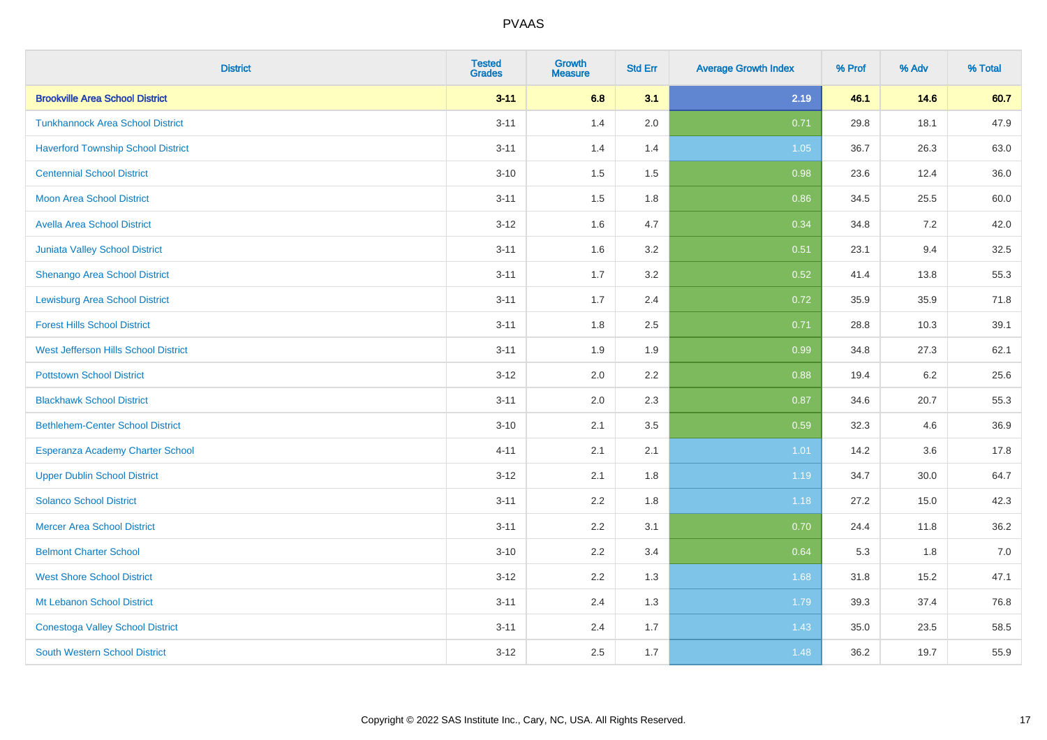PVAAS

| District | Tested Grades | Growth Measure | Std Err | Average Growth Index | % Prof | % Adv | % Total |
|---|---|---|---|---|---|---|---|
| **Brookville Area School District** | **3-11** | **6.8** | **3.1** | **2.19** | **46.1** | **14.6** | **60.7** |
| Tunkhannock Area School District | 3-11 | 1.4 | 2.0 | 0.71 | 29.8 | 18.1 | 47.9 |
| Haverford Township School District | 3-11 | 1.4 | 1.4 | 1.05 | 36.7 | 26.3 | 63.0 |
| Centennial School District | 3-10 | 1.5 | 1.5 | 0.98 | 23.6 | 12.4 | 36.0 |
| Moon Area School District | 3-11 | 1.5 | 1.8 | 0.86 | 34.5 | 25.5 | 60.0 |
| Avella Area School District | 3-12 | 1.6 | 4.7 | 0.34 | 34.8 | 7.2 | 42.0 |
| Juniata Valley School District | 3-11 | 1.6 | 3.2 | 0.51 | 23.1 | 9.4 | 32.5 |
| Shenango Area School District | 3-11 | 1.7 | 3.2 | 0.52 | 41.4 | 13.8 | 55.3 |
| Lewisburg Area School District | 3-11 | 1.7 | 2.4 | 0.72 | 35.9 | 35.9 | 71.8 |
| Forest Hills School District | 3-11 | 1.8 | 2.5 | 0.71 | 28.8 | 10.3 | 39.1 |
| West Jefferson Hills School District | 3-11 | 1.9 | 1.9 | 0.99 | 34.8 | 27.3 | 62.1 |
| Pottstown School District | 3-12 | 2.0 | 2.2 | 0.88 | 19.4 | 6.2 | 25.6 |
| Blackhawk School District | 3-11 | 2.0 | 2.3 | 0.87 | 34.6 | 20.7 | 55.3 |
| Bethlehem-Center School District | 3-10 | 2.1 | 3.5 | 0.59 | 32.3 | 4.6 | 36.9 |
| Esperanza Academy Charter School | 4-11 | 2.1 | 2.1 | 1.01 | 14.2 | 3.6 | 17.8 |
| Upper Dublin School District | 3-12 | 2.1 | 1.8 | 1.19 | 34.7 | 30.0 | 64.7 |
| Solanco School District | 3-11 | 2.2 | 1.8 | 1.18 | 27.2 | 15.0 | 42.3 |
| Mercer Area School District | 3-11 | 2.2 | 3.1 | 0.70 | 24.4 | 11.8 | 36.2 |
| Belmont Charter School | 3-10 | 2.2 | 3.4 | 0.64 | 5.3 | 1.8 | 7.0 |
| West Shore School District | 3-12 | 2.2 | 1.3 | 1.68 | 31.8 | 15.2 | 47.1 |
| Mt Lebanon School District | 3-11 | 2.4 | 1.3 | 1.79 | 39.3 | 37.4 | 76.8 |
| Conestoga Valley School District | 3-11 | 2.4 | 1.7 | 1.43 | 35.0 | 23.5 | 58.5 |
| South Western School District | 3-12 | 2.5 | 1.7 | 1.48 | 36.2 | 19.7 | 55.9 |

Copyright © 2022 SAS Institute Inc., Cary, NC, USA. All Rights Reserved.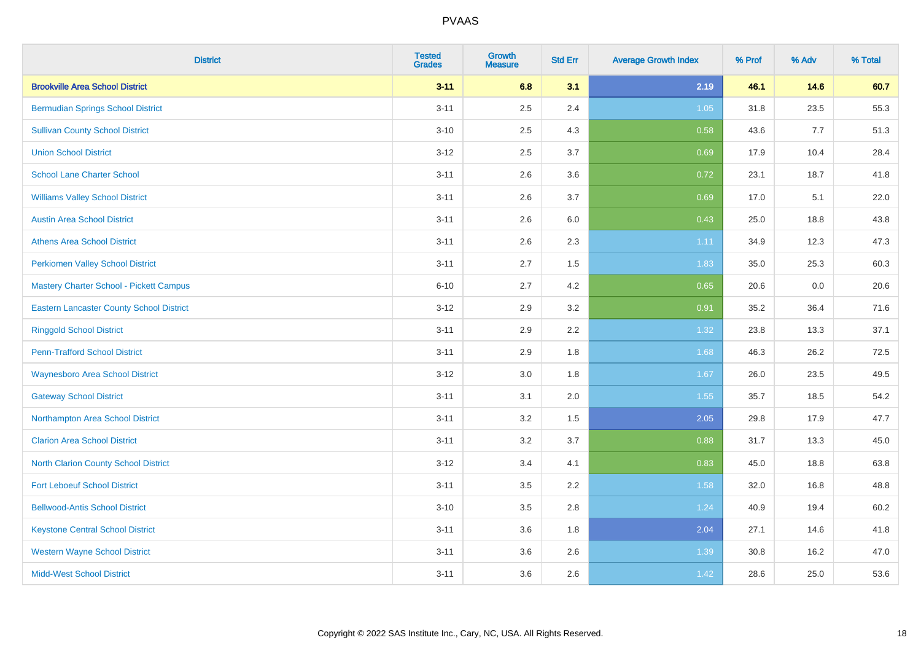PVAAS

| District | Tested Grades | Growth Measure | Std Err | Average Growth Index | % Prof | % Adv | % Total |
|---|---|---|---|---|---|---|---|
| **Brookville Area School District** | **3-11** | **6.8** | **3.1** | **2.19** | **46.1** | **14.6** | **60.7** |
| Bermudian Springs School District | 3-11 | 2.5 | 2.4 | 1.05 | 31.8 | 23.5 | 55.3 |
| Sullivan County School District | 3-10 | 2.5 | 4.3 | 0.58 | 43.6 | 7.7 | 51.3 |
| Union School District | 3-12 | 2.5 | 3.7 | 0.69 | 17.9 | 10.4 | 28.4 |
| School Lane Charter School | 3-11 | 2.6 | 3.6 | 0.72 | 23.1 | 18.7 | 41.8 |
| Williams Valley School District | 3-11 | 2.6 | 3.7 | 0.69 | 17.0 | 5.1 | 22.0 |
| Austin Area School District | 3-11 | 2.6 | 6.0 | 0.43 | 25.0 | 18.8 | 43.8 |
| Athens Area School District | 3-11 | 2.6 | 2.3 | 1.11 | 34.9 | 12.3 | 47.3 |
| Perkiomen Valley School District | 3-11 | 2.7 | 1.5 | 1.83 | 35.0 | 25.3 | 60.3 |
| Mastery Charter School - Pickett Campus | 6-10 | 2.7 | 4.2 | 0.65 | 20.6 | 0.0 | 20.6 |
| Eastern Lancaster County School District | 3-12 | 2.9 | 3.2 | 0.91 | 35.2 | 36.4 | 71.6 |
| Ringgold School District | 3-11 | 2.9 | 2.2 | 1.32 | 23.8 | 13.3 | 37.1 |
| Penn-Trafford School District | 3-11 | 2.9 | 1.8 | 1.68 | 46.3 | 26.2 | 72.5 |
| Waynesboro Area School District | 3-12 | 3.0 | 1.8 | 1.67 | 26.0 | 23.5 | 49.5 |
| Gateway School District | 3-11 | 3.1 | 2.0 | 1.55 | 35.7 | 18.5 | 54.2 |
| Northampton Area School District | 3-11 | 3.2 | 1.5 | 2.05 | 29.8 | 17.9 | 47.7 |
| Clarion Area School District | 3-11 | 3.2 | 3.7 | 0.88 | 31.7 | 13.3 | 45.0 |
| North Clarion County School District | 3-12 | 3.4 | 4.1 | 0.83 | 45.0 | 18.8 | 63.8 |
| Fort Leboeuf School District | 3-11 | 3.5 | 2.2 | 1.58 | 32.0 | 16.8 | 48.8 |
| Bellwood-Antis School District | 3-10 | 3.5 | 2.8 | 1.24 | 40.9 | 19.4 | 60.2 |
| Keystone Central School District | 3-11 | 3.6 | 1.8 | 2.04 | 27.1 | 14.6 | 41.8 |
| Western Wayne School District | 3-11 | 3.6 | 2.6 | 1.39 | 30.8 | 16.2 | 47.0 |
| Midd-West School District | 3-11 | 3.6 | 2.6 | 1.42 | 28.6 | 25.0 | 53.6 |

Copyright © 2022 SAS Institute Inc., Cary, NC, USA. All Rights Reserved.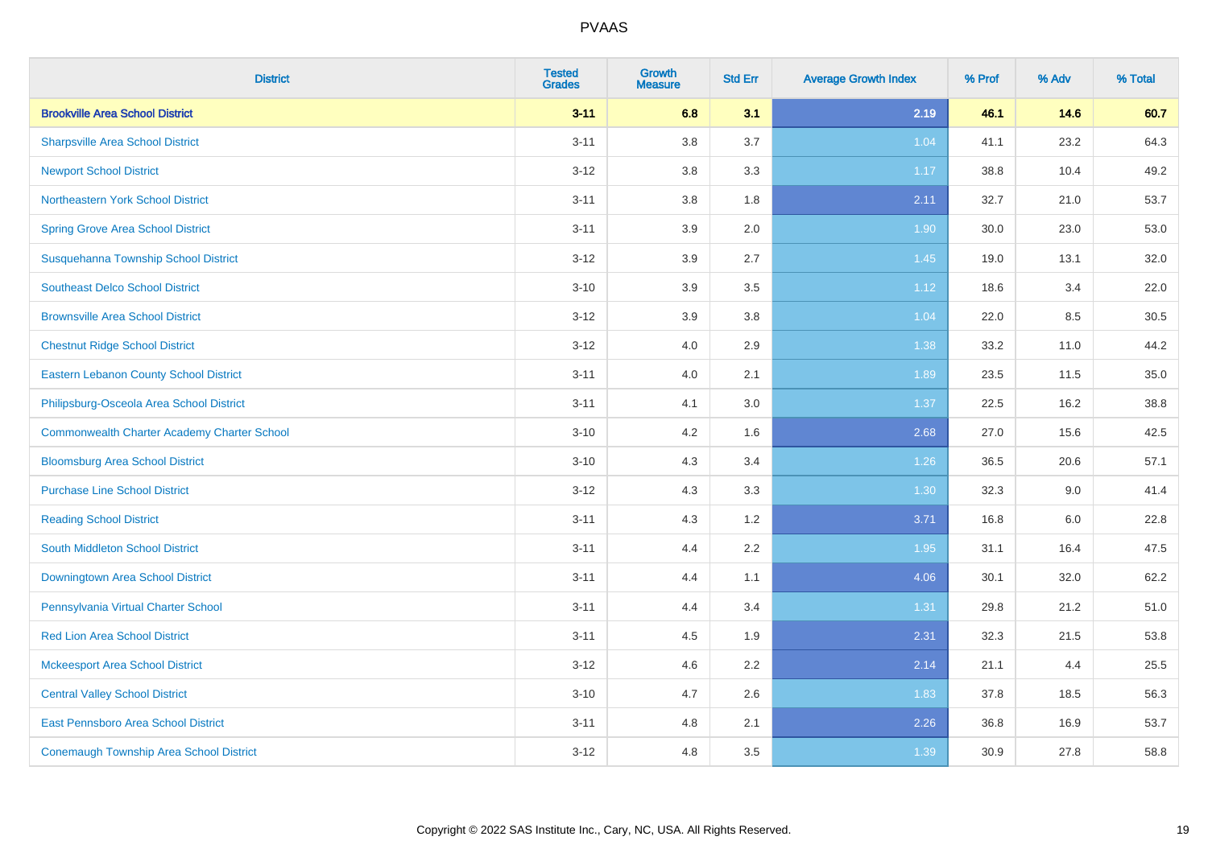PVAAS

| District | Tested Grades | Growth Measure | Std Err | Average Growth Index | % Prof | % Adv | % Total |
|---|---|---|---|---|---|---|---|
| **Brookville Area School District** | **3-11** | **6.8** | **3.1** | **2.19** | **46.1** | **14.6** | **60.7** |
| Sharpsville Area School District | 3-11 | 3.8 | 3.7 | 1.04 | 41.1 | 23.2 | 64.3 |
| Newport School District | 3-12 | 3.8 | 3.3 | 1.17 | 38.8 | 10.4 | 49.2 |
| Northeastern York School District | 3-11 | 3.8 | 1.8 | 2.11 | 32.7 | 21.0 | 53.7 |
| Spring Grove Area School District | 3-11 | 3.9 | 2.0 | 1.90 | 30.0 | 23.0 | 53.0 |
| Susquehanna Township School District | 3-12 | 3.9 | 2.7 | 1.45 | 19.0 | 13.1 | 32.0 |
| Southeast Delco School District | 3-10 | 3.9 | 3.5 | 1.12 | 18.6 | 3.4 | 22.0 |
| Brownsville Area School District | 3-12 | 3.9 | 3.8 | 1.04 | 22.0 | 8.5 | 30.5 |
| Chestnut Ridge School District | 3-12 | 4.0 | 2.9 | 1.38 | 33.2 | 11.0 | 44.2 |
| Eastern Lebanon County School District | 3-11 | 4.0 | 2.1 | 1.89 | 23.5 | 11.5 | 35.0 |
| Philipsburg-Osceola Area School District | 3-11 | 4.1 | 3.0 | 1.37 | 22.5 | 16.2 | 38.8 |
| Commonwealth Charter Academy Charter School | 3-10 | 4.2 | 1.6 | 2.68 | 27.0 | 15.6 | 42.5 |
| Bloomsburg Area School District | 3-10 | 4.3 | 3.4 | 1.26 | 36.5 | 20.6 | 57.1 |
| Purchase Line School District | 3-12 | 4.3 | 3.3 | 1.30 | 32.3 | 9.0 | 41.4 |
| Reading School District | 3-11 | 4.3 | 1.2 | 3.71 | 16.8 | 6.0 | 22.8 |
| South Middleton School District | 3-11 | 4.4 | 2.2 | 1.95 | 31.1 | 16.4 | 47.5 |
| Downingtown Area School District | 3-11 | 4.4 | 1.1 | 4.06 | 30.1 | 32.0 | 62.2 |
| Pennsylvania Virtual Charter School | 3-11 | 4.4 | 3.4 | 1.31 | 29.8 | 21.2 | 51.0 |
| Red Lion Area School District | 3-11 | 4.5 | 1.9 | 2.31 | 32.3 | 21.5 | 53.8 |
| Mckeesport Area School District | 3-12 | 4.6 | 2.2 | 2.14 | 21.1 | 4.4 | 25.5 |
| Central Valley School District | 3-10 | 4.7 | 2.6 | 1.83 | 37.8 | 18.5 | 56.3 |
| East Pennsboro Area School District | 3-11 | 4.8 | 2.1 | 2.26 | 36.8 | 16.9 | 53.7 |
| Conemaugh Township Area School District | 3-12 | 4.8 | 3.5 | 1.39 | 30.9 | 27.8 | 58.8 |

Copyright © 2022 SAS Institute Inc., Cary, NC, USA. All Rights Reserved.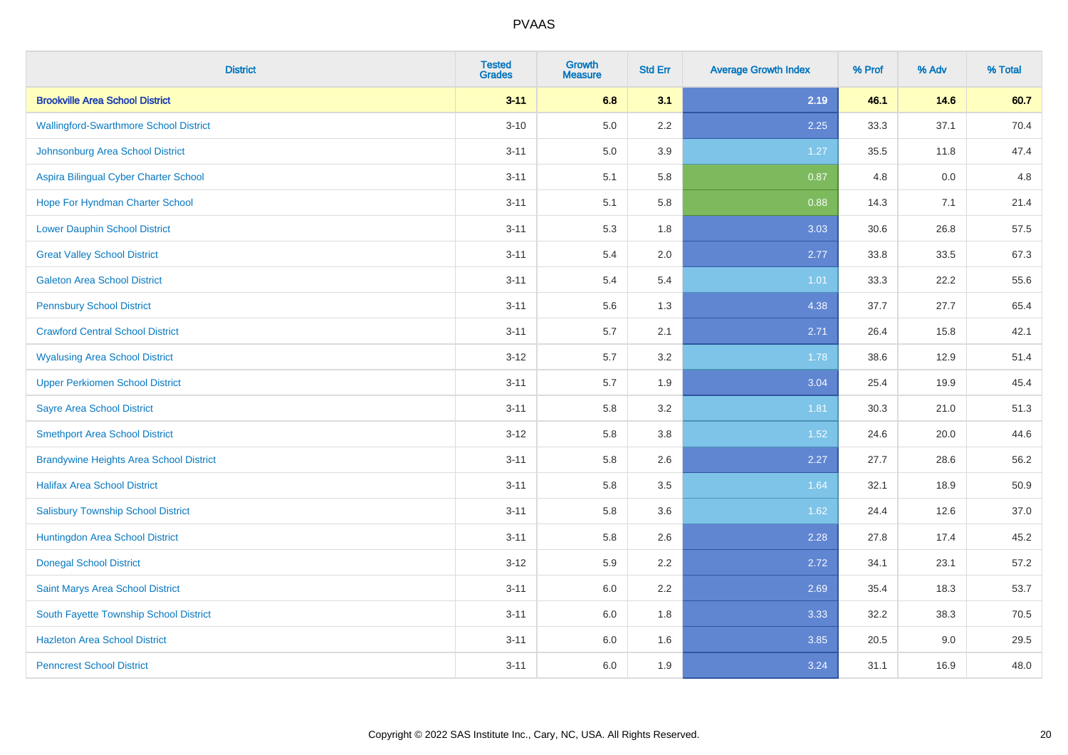# PVAAS

| District | Tested Grades | Growth Measure | Std Err | Average Growth Index | % Prof | % Adv | % Total |
|---|---|---|---|---|---|---|---|
| **Brookville Area School District** | **3-11** | **6.8** | **3.1** | **2.19** | **46.1** | **14.6** | **60.7** |
| Wallingford-Swarthmore School District | 3-10 | 5.0 | 2.2 | 2.25 | 33.3 | 37.1 | 70.4 |
| Johnsonburg Area School District | 3-11 | 5.0 | 3.9 | 1.27 | 35.5 | 11.8 | 47.4 |
| Aspira Bilingual Cyber Charter School | 3-11 | 5.1 | 5.8 | 0.87 | 4.8 | 0.0 | 4.8 |
| Hope For Hyndman Charter School | 3-11 | 5.1 | 5.8 | 0.88 | 14.3 | 7.1 | 21.4 |
| Lower Dauphin School District | 3-11 | 5.3 | 1.8 | 3.03 | 30.6 | 26.8 | 57.5 |
| Great Valley School District | 3-11 | 5.4 | 2.0 | 2.77 | 33.8 | 33.5 | 67.3 |
| Galeton Area School District | 3-11 | 5.4 | 5.4 | 1.01 | 33.3 | 22.2 | 55.6 |
| Pennsbury School District | 3-11 | 5.6 | 1.3 | 4.38 | 37.7 | 27.7 | 65.4 |
| Crawford Central School District | 3-11 | 5.7 | 2.1 | 2.71 | 26.4 | 15.8 | 42.1 |
| Wyalusing Area School District | 3-12 | 5.7 | 3.2 | 1.78 | 38.6 | 12.9 | 51.4 |
| Upper Perkiomen School District | 3-11 | 5.7 | 1.9 | 3.04 | 25.4 | 19.9 | 45.4 |
| Sayre Area School District | 3-11 | 5.8 | 3.2 | 1.81 | 30.3 | 21.0 | 51.3 |
| Smethport Area School District | 3-12 | 5.8 | 3.8 | 1.52 | 24.6 | 20.0 | 44.6 |
| Brandywine Heights Area School District | 3-11 | 5.8 | 2.6 | 2.27 | 27.7 | 28.6 | 56.2 |
| Halifax Area School District | 3-11 | 5.8 | 3.5 | 1.64 | 32.1 | 18.9 | 50.9 |
| Salisbury Township School District | 3-11 | 5.8 | 3.6 | 1.62 | 24.4 | 12.6 | 37.0 |
| Huntingdon Area School District | 3-11 | 5.8 | 2.6 | 2.28 | 27.8 | 17.4 | 45.2 |
| Donegal School District | 3-12 | 5.9 | 2.2 | 2.72 | 34.1 | 23.1 | 57.2 |
| Saint Marys Area School District | 3-11 | 6.0 | 2.2 | 2.69 | 35.4 | 18.3 | 53.7 |
| South Fayette Township School District | 3-11 | 6.0 | 1.8 | 3.33 | 32.2 | 38.3 | 70.5 |
| Hazleton Area School District | 3-11 | 6.0 | 1.6 | 3.85 | 20.5 | 9.0 | 29.5 |
| Penncrest School District | 3-11 | 6.0 | 1.9 | 3.24 | 31.1 | 16.9 | 48.0 |

Copyright © 2022 SAS Institute Inc., Cary, NC, USA. All Rights Reserved.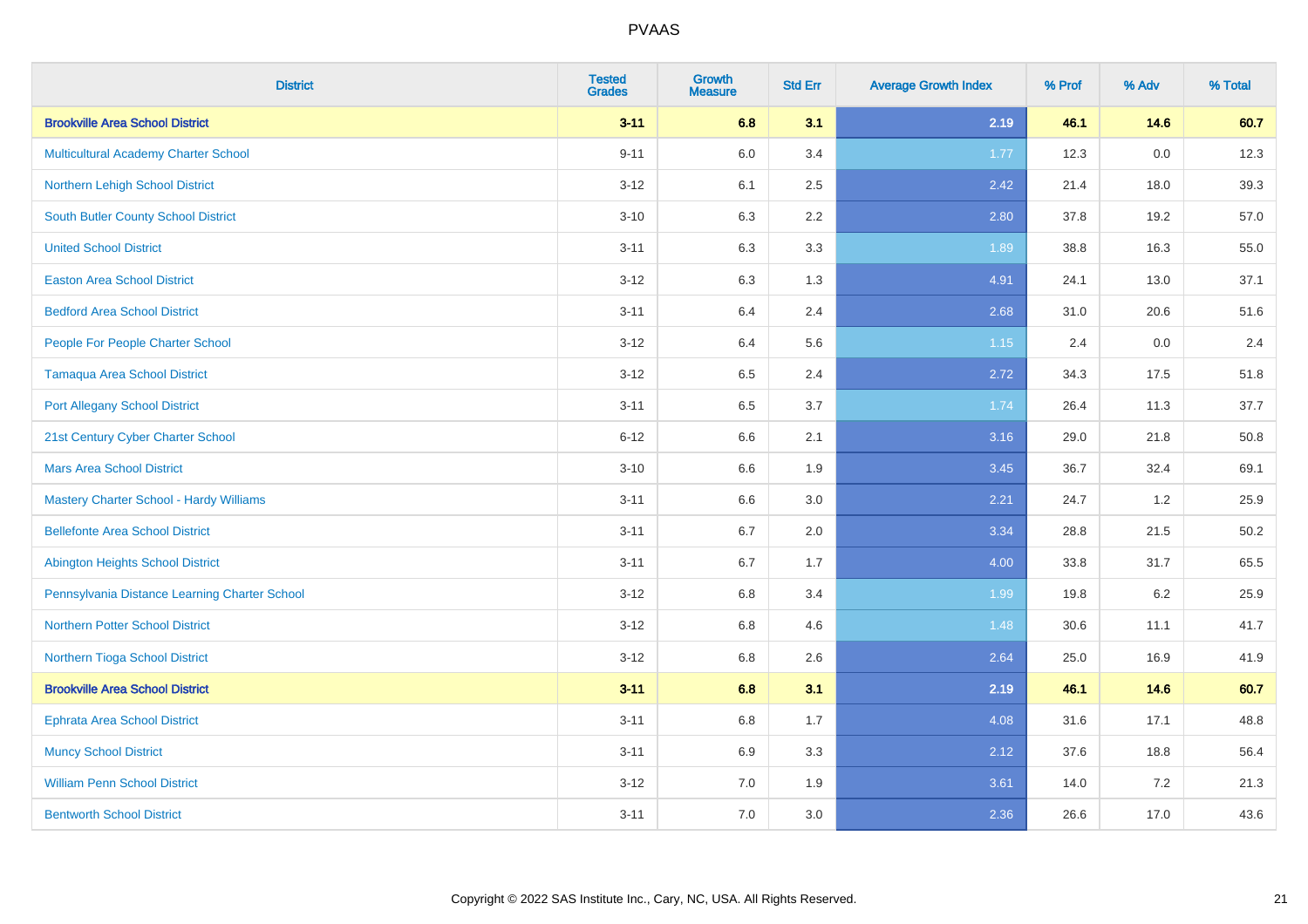# PVAAS

| District | Tested Grades | Growth Measure | Std Err | Average Growth Index | % Prof | % Adv | % Total |
|---|---|---|---|---|---|---|---|
| **Brookville Area School District** | **3-11** | **6.8** | **3.1** | **2.19** | **46.1** | **14.6** | **60.7** |
| Multicultural Academy Charter School | 9-11 | 6.0 | 3.4 | 1.77 | 12.3 | 0.0 | 12.3 |
| Northern Lehigh School District | 3-12 | 6.1 | 2.5 | 2.42 | 21.4 | 18.0 | 39.3 |
| South Butler County School District | 3-10 | 6.3 | 2.2 | 2.80 | 37.8 | 19.2 | 57.0 |
| United School District | 3-11 | 6.3 | 3.3 | 1.89 | 38.8 | 16.3 | 55.0 |
| Easton Area School District | 3-12 | 6.3 | 1.3 | 4.91 | 24.1 | 13.0 | 37.1 |
| Bedford Area School District | 3-11 | 6.4 | 2.4 | 2.68 | 31.0 | 20.6 | 51.6 |
| People For People Charter School | 3-12 | 6.4 | 5.6 | 1.15 | 2.4 | 0.0 | 2.4 |
| Tamaqua Area School District | 3-12 | 6.5 | 2.4 | 2.72 | 34.3 | 17.5 | 51.8 |
| Port Allegany School District | 3-11 | 6.5 | 3.7 | 1.74 | 26.4 | 11.3 | 37.7 |
| 21st Century Cyber Charter School | 6-12 | 6.6 | 2.1 | 3.16 | 29.0 | 21.8 | 50.8 |
| Mars Area School District | 3-10 | 6.6 | 1.9 | 3.45 | 36.7 | 32.4 | 69.1 |
| Mastery Charter School - Hardy Williams | 3-11 | 6.6 | 3.0 | 2.21 | 24.7 | 1.2 | 25.9 |
| Bellefonte Area School District | 3-11 | 6.7 | 2.0 | 3.34 | 28.8 | 21.5 | 50.2 |
| Abington Heights School District | 3-11 | 6.7 | 1.7 | 4.00 | 33.8 | 31.7 | 65.5 |
| Pennsylvania Distance Learning Charter School | 3-12 | 6.8 | 3.4 | 1.99 | 19.8 | 6.2 | 25.9 |
| Northern Potter School District | 3-12 | 6.8 | 4.6 | 1.48 | 30.6 | 11.1 | 41.7 |
| Northern Tioga School District | 3-12 | 6.8 | 2.6 | 2.64 | 25.0 | 16.9 | 41.9 |
| **Brookville Area School District** | **3-11** | **6.8** | **3.1** | **2.19** | **46.1** | **14.6** | **60.7** |
| Ephrata Area School District | 3-11 | 6.8 | 1.7 | 4.08 | 31.6 | 17.1 | 48.8 |
| Muncy School District | 3-11 | 6.9 | 3.3 | 2.12 | 37.6 | 18.8 | 56.4 |
| William Penn School District | 3-12 | 7.0 | 1.9 | 3.61 | 14.0 | 7.2 | 21.3 |
| Bentworth School District | 3-11 | 7.0 | 3.0 | 2.36 | 26.6 | 17.0 | 43.6 |

Copyright © 2022 SAS Institute Inc., Cary, NC, USA. All Rights Reserved.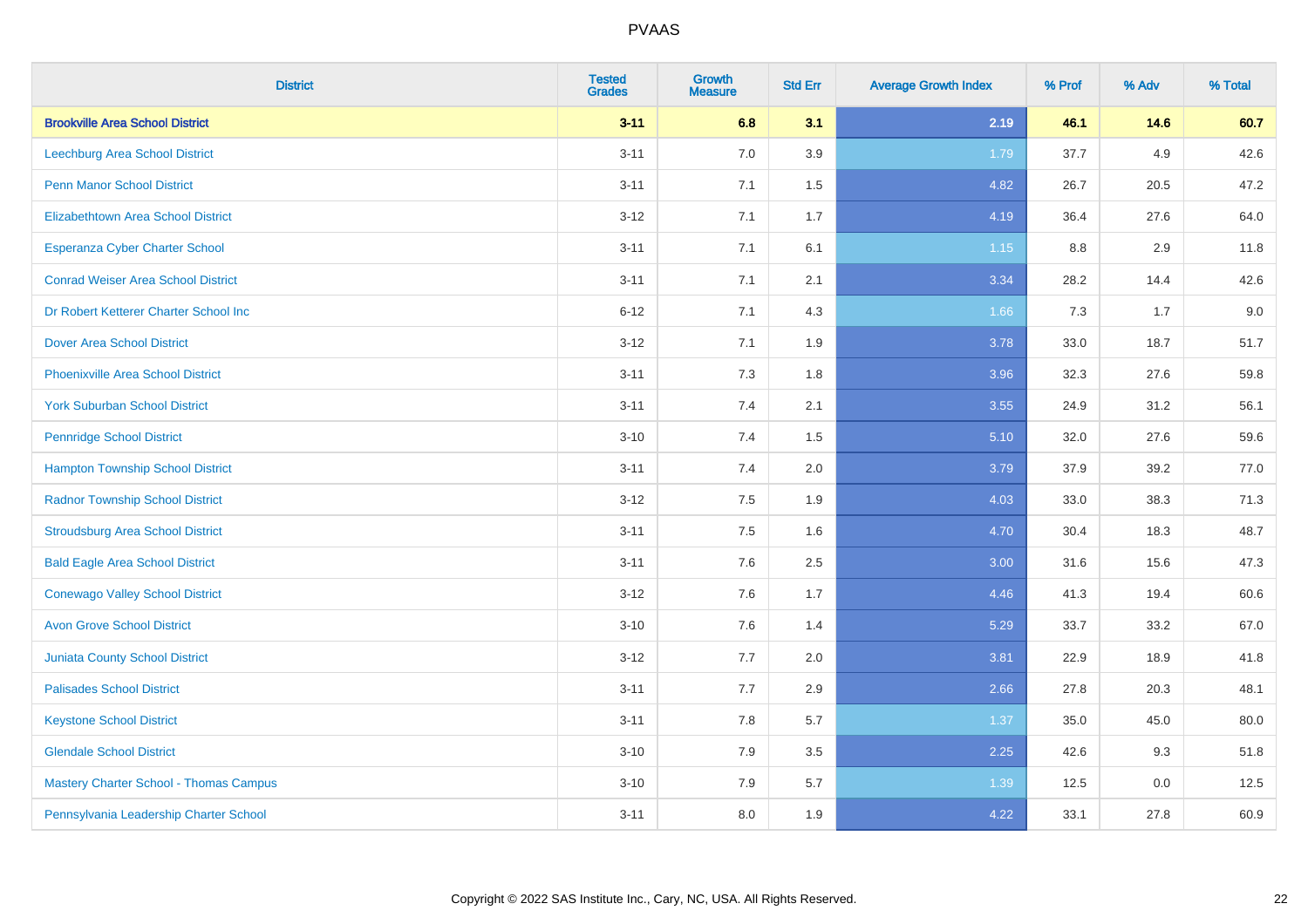PVAAS

| District | Tested Grades | Growth Measure | Std Err | Average Growth Index | % Prof | % Adv | % Total |
|---|---|---|---|---|---|---|---|
| **Brookville Area School District** | **3-11** | **6.8** | **3.1** | **2.19** | **46.1** | **14.6** | **60.7** |
| Leechburg Area School District | 3-11 | 7.0 | 3.9 | 1.79 | 37.7 | 4.9 | 42.6 |
| Penn Manor School District | 3-11 | 7.1 | 1.5 | 4.82 | 26.7 | 20.5 | 47.2 |
| Elizabethtown Area School District | 3-12 | 7.1 | 1.7 | 4.19 | 36.4 | 27.6 | 64.0 |
| Esperanza Cyber Charter School | 3-11 | 7.1 | 6.1 | 1.15 | 8.8 | 2.9 | 11.8 |
| Conrad Weiser Area School District | 3-11 | 7.1 | 2.1 | 3.34 | 28.2 | 14.4 | 42.6 |
| Dr Robert Ketterer Charter School Inc | 6-12 | 7.1 | 4.3 | 1.66 | 7.3 | 1.7 | 9.0 |
| Dover Area School District | 3-12 | 7.1 | 1.9 | 3.78 | 33.0 | 18.7 | 51.7 |
| Phoenixville Area School District | 3-11 | 7.3 | 1.8 | 3.96 | 32.3 | 27.6 | 59.8 |
| York Suburban School District | 3-11 | 7.4 | 2.1 | 3.55 | 24.9 | 31.2 | 56.1 |
| Pennridge School District | 3-10 | 7.4 | 1.5 | 5.10 | 32.0 | 27.6 | 59.6 |
| Hampton Township School District | 3-11 | 7.4 | 2.0 | 3.79 | 37.9 | 39.2 | 77.0 |
| Radnor Township School District | 3-12 | 7.5 | 1.9 | 4.03 | 33.0 | 38.3 | 71.3 |
| Stroudsburg Area School District | 3-11 | 7.5 | 1.6 | 4.70 | 30.4 | 18.3 | 48.7 |
| Bald Eagle Area School District | 3-11 | 7.6 | 2.5 | 3.00 | 31.6 | 15.6 | 47.3 |
| Conewago Valley School District | 3-12 | 7.6 | 1.7 | 4.46 | 41.3 | 19.4 | 60.6 |
| Avon Grove School District | 3-10 | 7.6 | 1.4 | 5.29 | 33.7 | 33.2 | 67.0 |
| Juniata County School District | 3-12 | 7.7 | 2.0 | 3.81 | 22.9 | 18.9 | 41.8 |
| Palisades School District | 3-11 | 7.7 | 2.9 | 2.66 | 27.8 | 20.3 | 48.1 |
| Keystone School District | 3-11 | 7.8 | 5.7 | 1.37 | 35.0 | 45.0 | 80.0 |
| Glendale School District | 3-10 | 7.9 | 3.5 | 2.25 | 42.6 | 9.3 | 51.8 |
| Mastery Charter School - Thomas Campus | 3-10 | 7.9 | 5.7 | 1.39 | 12.5 | 0.0 | 12.5 |
| Pennsylvania Leadership Charter School | 3-11 | 8.0 | 1.9 | 4.22 | 33.1 | 27.8 | 60.9 |

Copyright © 2022 SAS Institute Inc., Cary, NC, USA. All Rights Reserved.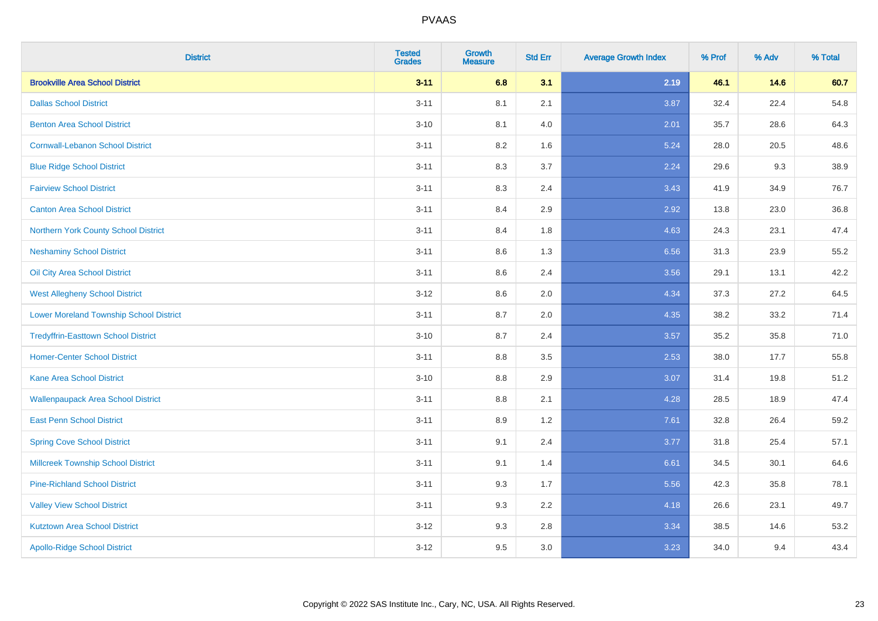| District | Tested Grades | Growth Measure | Std Err | Average Growth Index | % Prof | % Adv | % Total |
|---|---|---|---|---|---|---|---|
| **Brookville Area School District** | **3-11** | **6.8** | **3.1** | **2.19** | **46.1** | **14.6** | **60.7** |
| Dallas School District | 3-11 | 8.1 | 2.1 | 3.87 | 32.4 | 22.4 | 54.8 |
| Benton Area School District | 3-10 | 8.1 | 4.0 | 2.01 | 35.7 | 28.6 | 64.3 |
| Cornwall-Lebanon School District | 3-11 | 8.2 | 1.6 | 5.24 | 28.0 | 20.5 | 48.6 |
| Blue Ridge School District | 3-11 | 8.3 | 3.7 | 2.24 | 29.6 | 9.3 | 38.9 |
| Fairview School District | 3-11 | 8.3 | 2.4 | 3.43 | 41.9 | 34.9 | 76.7 |
| Canton Area School District | 3-11 | 8.4 | 2.9 | 2.92 | 13.8 | 23.0 | 36.8 |
| Northern York County School District | 3-11 | 8.4 | 1.8 | 4.63 | 24.3 | 23.1 | 47.4 |
| Neshaminy School District | 3-11 | 8.6 | 1.3 | 6.56 | 31.3 | 23.9 | 55.2 |
| Oil City Area School District | 3-11 | 8.6 | 2.4 | 3.56 | 29.1 | 13.1 | 42.2 |
| West Allegheny School District | 3-12 | 8.6 | 2.0 | 4.34 | 37.3 | 27.2 | 64.5 |
| Lower Moreland Township School District | 3-11 | 8.7 | 2.0 | 4.35 | 38.2 | 33.2 | 71.4 |
| Tredyffrin-Easttown School District | 3-10 | 8.7 | 2.4 | 3.57 | 35.2 | 35.8 | 71.0 |
| Homer-Center School District | 3-11 | 8.8 | 3.5 | 2.53 | 38.0 | 17.7 | 55.8 |
| Kane Area School District | 3-10 | 8.8 | 2.9 | 3.07 | 31.4 | 19.8 | 51.2 |
| Wallenpaupack Area School District | 3-11 | 8.8 | 2.1 | 4.28 | 28.5 | 18.9 | 47.4 |
| East Penn School District | 3-11 | 8.9 | 1.2 | 7.61 | 32.8 | 26.4 | 59.2 |
| Spring Cove School District | 3-11 | 9.1 | 2.4 | 3.77 | 31.8 | 25.4 | 57.1 |
| Millcreek Township School District | 3-11 | 9.1 | 1.4 | 6.61 | 34.5 | 30.1 | 64.6 |
| Pine-Richland School District | 3-11 | 9.3 | 1.7 | 5.56 | 42.3 | 35.8 | 78.1 |
| Valley View School District | 3-11 | 9.3 | 2.2 | 4.18 | 26.6 | 23.1 | 49.7 |
| Kutztown Area School District | 3-12 | 9.3 | 2.8 | 3.34 | 38.5 | 14.6 | 53.2 |
| Apollo-Ridge School District | 3-12 | 9.5 | 3.0 | 3.23 | 34.0 | 9.4 | 43.4 |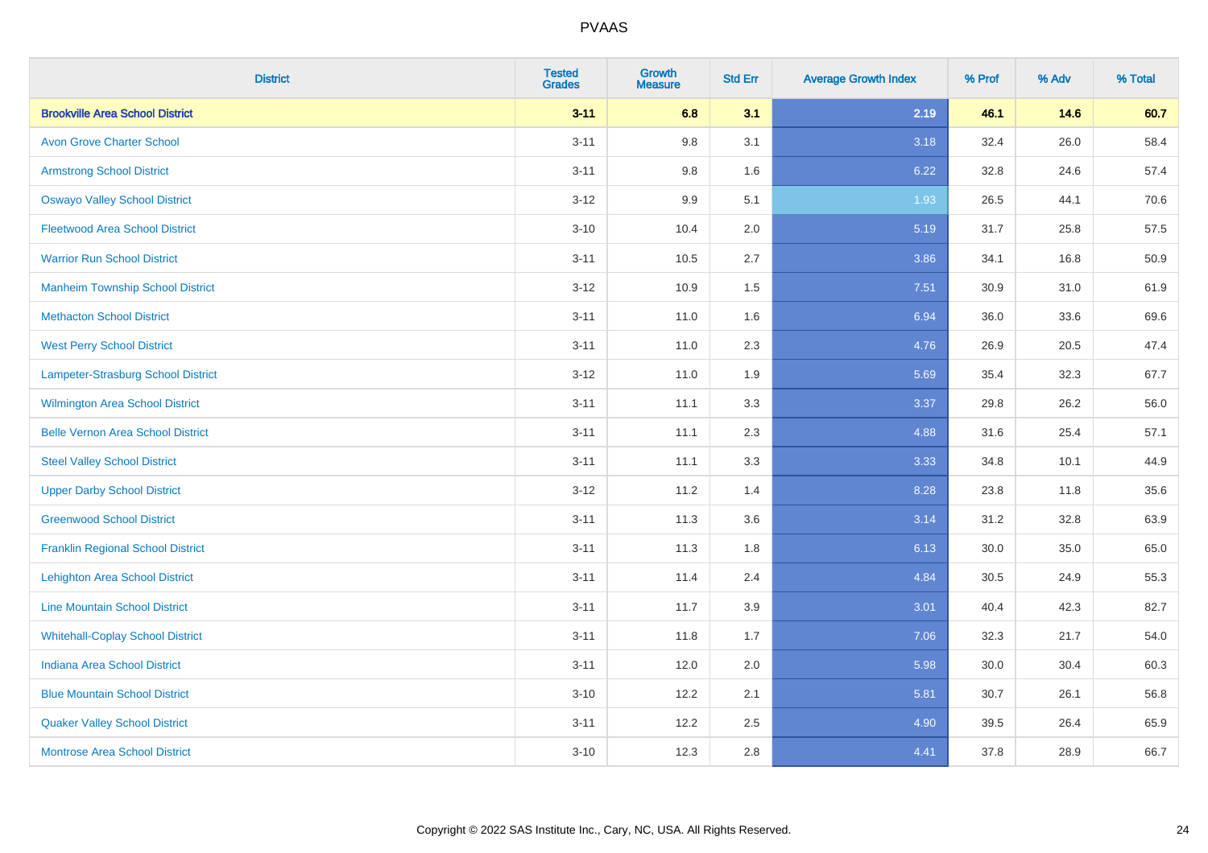| District | Tested Grades | Growth Measure | Std Err | Average Growth Index | % Prof | % Adv | % Total |
|---|---|---|---|---|---|---|---|
| **Brookville Area School District** | **3-11** | **6.8** | **3.1** | **2.19** | **46.1** | **14.6** | **60.7** |
| Avon Grove Charter School | 3-11 | 9.8 | 3.1 | 3.18 | 32.4 | 26.0 | 58.4 |
| Armstrong School District | 3-11 | 9.8 | 1.6 | 6.22 | 32.8 | 24.6 | 57.4 |
| Oswayo Valley School District | 3-12 | 9.9 | 5.1 | 1.93 | 26.5 | 44.1 | 70.6 |
| Fleetwood Area School District | 3-10 | 10.4 | 2.0 | 5.19 | 31.7 | 25.8 | 57.5 |
| Warrior Run School District | 3-11 | 10.5 | 2.7 | 3.86 | 34.1 | 16.8 | 50.9 |
| Manheim Township School District | 3-12 | 10.9 | 1.5 | 7.51 | 30.9 | 31.0 | 61.9 |
| Methacton School District | 3-11 | 11.0 | 1.6 | 6.94 | 36.0 | 33.6 | 69.6 |
| West Perry School District | 3-11 | 11.0 | 2.3 | 4.76 | 26.9 | 20.5 | 47.4 |
| Lampeter-Strasburg School District | 3-12 | 11.0 | 1.9 | 5.69 | 35.4 | 32.3 | 67.7 |
| Wilmington Area School District | 3-11 | 11.1 | 3.3 | 3.37 | 29.8 | 26.2 | 56.0 |
| Belle Vernon Area School District | 3-11 | 11.1 | 2.3 | 4.88 | 31.6 | 25.4 | 57.1 |
| Steel Valley School District | 3-11 | 11.1 | 3.3 | 3.33 | 34.8 | 10.1 | 44.9 |
| Upper Darby School District | 3-12 | 11.2 | 1.4 | 8.28 | 23.8 | 11.8 | 35.6 |
| Greenwood School District | 3-11 | 11.3 | 3.6 | 3.14 | 31.2 | 32.8 | 63.9 |
| Franklin Regional School District | 3-11 | 11.3 | 1.8 | 6.13 | 30.0 | 35.0 | 65.0 |
| Lehighton Area School District | 3-11 | 11.4 | 2.4 | 4.84 | 30.5 | 24.9 | 55.3 |
| Line Mountain School District | 3-11 | 11.7 | 3.9 | 3.01 | 40.4 | 42.3 | 82.7 |
| Whitehall-Coplay School District | 3-11 | 11.8 | 1.7 | 7.06 | 32.3 | 21.7 | 54.0 |
| Indiana Area School District | 3-11 | 12.0 | 2.0 | 5.98 | 30.0 | 30.4 | 60.3 |
| Blue Mountain School District | 3-10 | 12.2 | 2.1 | 5.81 | 30.7 | 26.1 | 56.8 |
| Quaker Valley School District | 3-11 | 12.2 | 2.5 | 4.90 | 39.5 | 26.4 | 65.9 |
| Montrose Area School District | 3-10 | 12.3 | 2.8 | 4.41 | 37.8 | 28.9 | 66.7 |

Copyright © 2022 SAS Institute Inc., Cary, NC, USA. All Rights Reserved.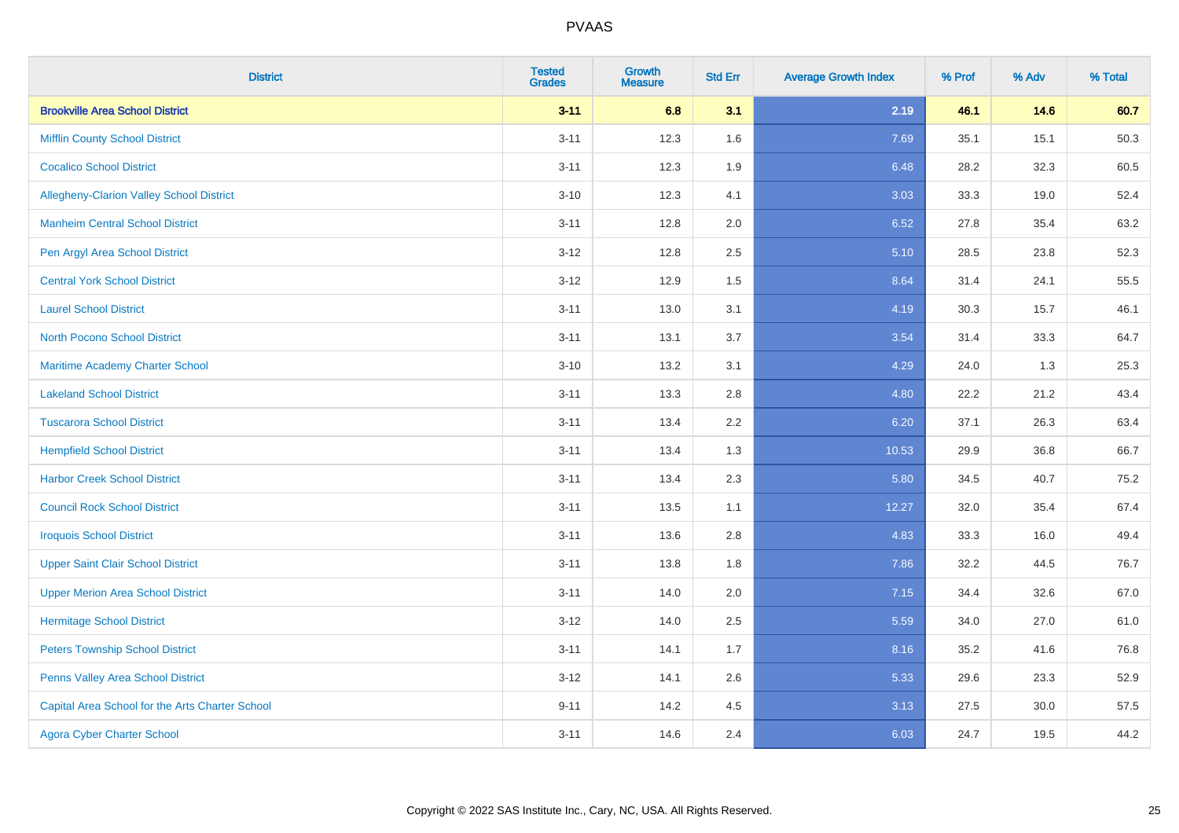# PVAAS

| District | Tested Grades | Growth Measure | Std Err | Average Growth Index | % Prof | % Adv | % Total |
|---|---|---|---|---|---|---|---|
| **Brookville Area School District** | **3-11** | **6.8** | **3.1** | **2.19** | **46.1** | **14.6** | **60.7** |
| Mifflin County School District | 3-11 | 12.3 | 1.6 | 7.69 | 35.1 | 15.1 | 50.3 |
| Cocalico School District | 3-11 | 12.3 | 1.9 | 6.48 | 28.2 | 32.3 | 60.5 |
| Allegheny-Clarion Valley School District | 3-10 | 12.3 | 4.1 | 3.03 | 33.3 | 19.0 | 52.4 |
| Manheim Central School District | 3-11 | 12.8 | 2.0 | 6.52 | 27.8 | 35.4 | 63.2 |
| Pen Argyl Area School District | 3-12 | 12.8 | 2.5 | 5.10 | 28.5 | 23.8 | 52.3 |
| Central York School District | 3-12 | 12.9 | 1.5 | 8.64 | 31.4 | 24.1 | 55.5 |
| Laurel School District | 3-11 | 13.0 | 3.1 | 4.19 | 30.3 | 15.7 | 46.1 |
| North Pocono School District | 3-11 | 13.1 | 3.7 | 3.54 | 31.4 | 33.3 | 64.7 |
| Maritime Academy Charter School | 3-10 | 13.2 | 3.1 | 4.29 | 24.0 | 1.3 | 25.3 |
| Lakeland School District | 3-11 | 13.3 | 2.8 | 4.80 | 22.2 | 21.2 | 43.4 |
| Tuscarora School District | 3-11 | 13.4 | 2.2 | 6.20 | 37.1 | 26.3 | 63.4 |
| Hempfield School District | 3-11 | 13.4 | 1.3 | 10.53 | 29.9 | 36.8 | 66.7 |
| Harbor Creek School District | 3-11 | 13.4 | 2.3 | 5.80 | 34.5 | 40.7 | 75.2 |
| Council Rock School District | 3-11 | 13.5 | 1.1 | 12.27 | 32.0 | 35.4 | 67.4 |
| Iroquois School District | 3-11 | 13.6 | 2.8 | 4.83 | 33.3 | 16.0 | 49.4 |
| Upper Saint Clair School District | 3-11 | 13.8 | 1.8 | 7.86 | 32.2 | 44.5 | 76.7 |
| Upper Merion Area School District | 3-11 | 14.0 | 2.0 | 7.15 | 34.4 | 32.6 | 67.0 |
| Hermitage School District | 3-12 | 14.0 | 2.5 | 5.59 | 34.0 | 27.0 | 61.0 |
| Peters Township School District | 3-11 | 14.1 | 1.7 | 8.16 | 35.2 | 41.6 | 76.8 |
| Penns Valley Area School District | 3-12 | 14.1 | 2.6 | 5.33 | 29.6 | 23.3 | 52.9 |
| Capital Area School for the Arts Charter School | 9-11 | 14.2 | 4.5 | 3.13 | 27.5 | 30.0 | 57.5 |
| Agora Cyber Charter School | 3-11 | 14.6 | 2.4 | 6.03 | 24.7 | 19.5 | 44.2 |

Copyright © 2022 SAS Institute Inc., Cary, NC, USA. All Rights Reserved.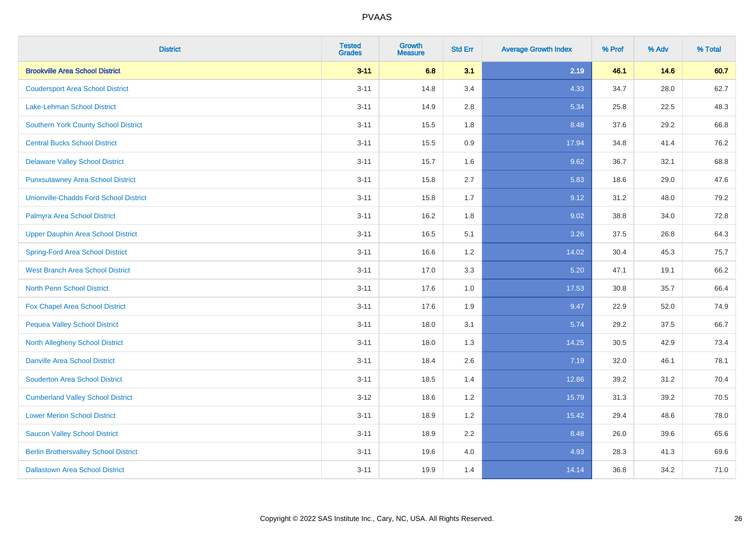PVAAS

| District | Tested Grades | Growth Measure | Std Err | Average Growth Index | % Prof | % Adv | % Total |
|---|---|---|---|---|---|---|---|
| **Brookville Area School District** | **3-11** | **6.8** | **3.1** | **2.19** | **46.1** | **14.6** | **60.7** |
| Coudersport Area School District | 3-11 | 14.8 | 3.4 | 4.33 | 34.7 | 28.0 | 62.7 |
| Lake-Lehman School District | 3-11 | 14.9 | 2.8 | 5.34 | 25.8 | 22.5 | 48.3 |
| Southern York County School District | 3-11 | 15.5 | 1.8 | 8.48 | 37.6 | 29.2 | 66.8 |
| Central Bucks School District | 3-11 | 15.5 | 0.9 | 17.94 | 34.8 | 41.4 | 76.2 |
| Delaware Valley School District | 3-11 | 15.7 | 1.6 | 9.62 | 36.7 | 32.1 | 68.8 |
| Punxsutawney Area School District | 3-11 | 15.8 | 2.7 | 5.83 | 18.6 | 29.0 | 47.6 |
| Unionville-Chadds Ford School District | 3-11 | 15.8 | 1.7 | 9.12 | 31.2 | 48.0 | 79.2 |
| Palmyra Area School District | 3-11 | 16.2 | 1.8 | 9.02 | 38.8 | 34.0 | 72.8 |
| Upper Dauphin Area School District | 3-11 | 16.5 | 5.1 | 3.26 | 37.5 | 26.8 | 64.3 |
| Spring-Ford Area School District | 3-11 | 16.6 | 1.2 | 14.02 | 30.4 | 45.3 | 75.7 |
| West Branch Area School District | 3-11 | 17.0 | 3.3 | 5.20 | 47.1 | 19.1 | 66.2 |
| North Penn School District | 3-11 | 17.6 | 1.0 | 17.53 | 30.8 | 35.7 | 66.4 |
| Fox Chapel Area School District | 3-11 | 17.6 | 1.9 | 9.47 | 22.9 | 52.0 | 74.9 |
| Pequea Valley School District | 3-11 | 18.0 | 3.1 | 5.74 | 29.2 | 37.5 | 66.7 |
| North Allegheny School District | 3-11 | 18.0 | 1.3 | 14.25 | 30.5 | 42.9 | 73.4 |
| Danville Area School District | 3-11 | 18.4 | 2.6 | 7.19 | 32.0 | 46.1 | 78.1 |
| Souderton Area School District | 3-11 | 18.5 | 1.4 | 12.86 | 39.2 | 31.2 | 70.4 |
| Cumberland Valley School District | 3-12 | 18.6 | 1.2 | 15.79 | 31.3 | 39.2 | 70.5 |
| Lower Merion School District | 3-11 | 18.9 | 1.2 | 15.42 | 29.4 | 48.6 | 78.0 |
| Saucon Valley School District | 3-11 | 18.9 | 2.2 | 8.48 | 26.0 | 39.6 | 65.6 |
| Berlin Brothersvalley School District | 3-11 | 19.6 | 4.0 | 4.93 | 28.3 | 41.3 | 69.6 |
| Dallastown Area School District | 3-11 | 19.9 | 1.4 | 14.14 | 36.8 | 34.2 | 71.0 |

Copyright © 2022 SAS Institute Inc., Cary, NC, USA. All Rights Reserved.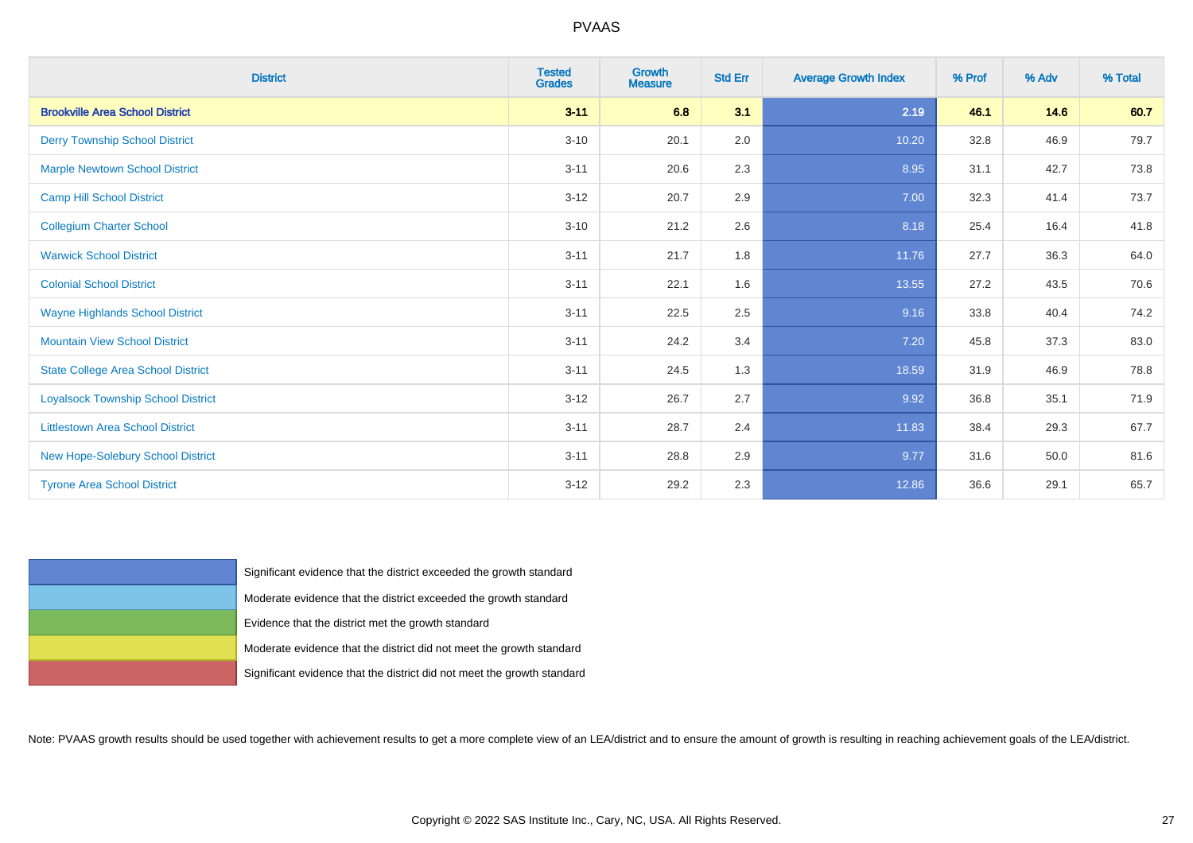# PVAAS

| District | Tested Grades | Growth Measure | Std Err | Average Growth Index | % Prof | % Adv | % Total |
|---|---|---|---|---|---|---|---|
| **Brookville Area School District** | **3-11** | **6.8** | **3.1** | **2.19** | **46.1** | **14.6** | **60.7** |
| Derry Township School District | 3-10 | 20.1 | 2.0 | 10.20 | 32.8 | 46.9 | 79.7 |
| Marple Newtown School District | 3-11 | 20.6 | 2.3 | 8.95 | 31.1 | 42.7 | 73.8 |
| Camp Hill School District | 3-12 | 20.7 | 2.9 | 7.00 | 32.3 | 41.4 | 73.7 |
| Collegium Charter School | 3-10 | 21.2 | 2.6 | 8.18 | 25.4 | 16.4 | 41.8 |
| Warwick School District | 3-11 | 21.7 | 1.8 | 11.76 | 27.7 | 36.3 | 64.0 |
| Colonial School District | 3-11 | 22.1 | 1.6 | 13.55 | 27.2 | 43.5 | 70.6 |
| Wayne Highlands School District | 3-11 | 22.5 | 2.5 | 9.16 | 33.8 | 40.4 | 74.2 |
| Mountain View School District | 3-11 | 24.2 | 3.4 | 7.20 | 45.8 | 37.3 | 83.0 |
| State College Area School District | 3-11 | 24.5 | 1.3 | 18.59 | 31.9 | 46.9 | 78.8 |
| Loyalsock Township School District | 3-12 | 26.7 | 2.7 | 9.92 | 36.8 | 35.1 | 71.9 |
| Littlestown Area School District | 3-11 | 28.7 | 2.4 | 11.83 | 38.4 | 29.3 | 67.7 |
| New Hope-Solebury School District | 3-11 | 28.8 | 2.9 | 9.77 | 31.6 | 50.0 | 81.6 |
| Tyrone Area School District | 3-12 | 29.2 | 2.3 | 12.86 | 36.6 | 29.1 | 65.7 |

- Significant evidence that the district exceeded the growth standard
- Moderate evidence that the district exceeded the growth standard
- Evidence that the district met the growth standard
- Moderate evidence that the district did not meet the growth standard
- Significant evidence that the district did not meet the growth standard

Note: PVAAS growth results should be used together with achievement results to get a more complete view of an LEA/district and to ensure the amount of growth is resulting in reaching achievement goals of the LEA/district.

Copyright © 2022 SAS Institute Inc., Cary, NC, USA. All Rights Reserved.